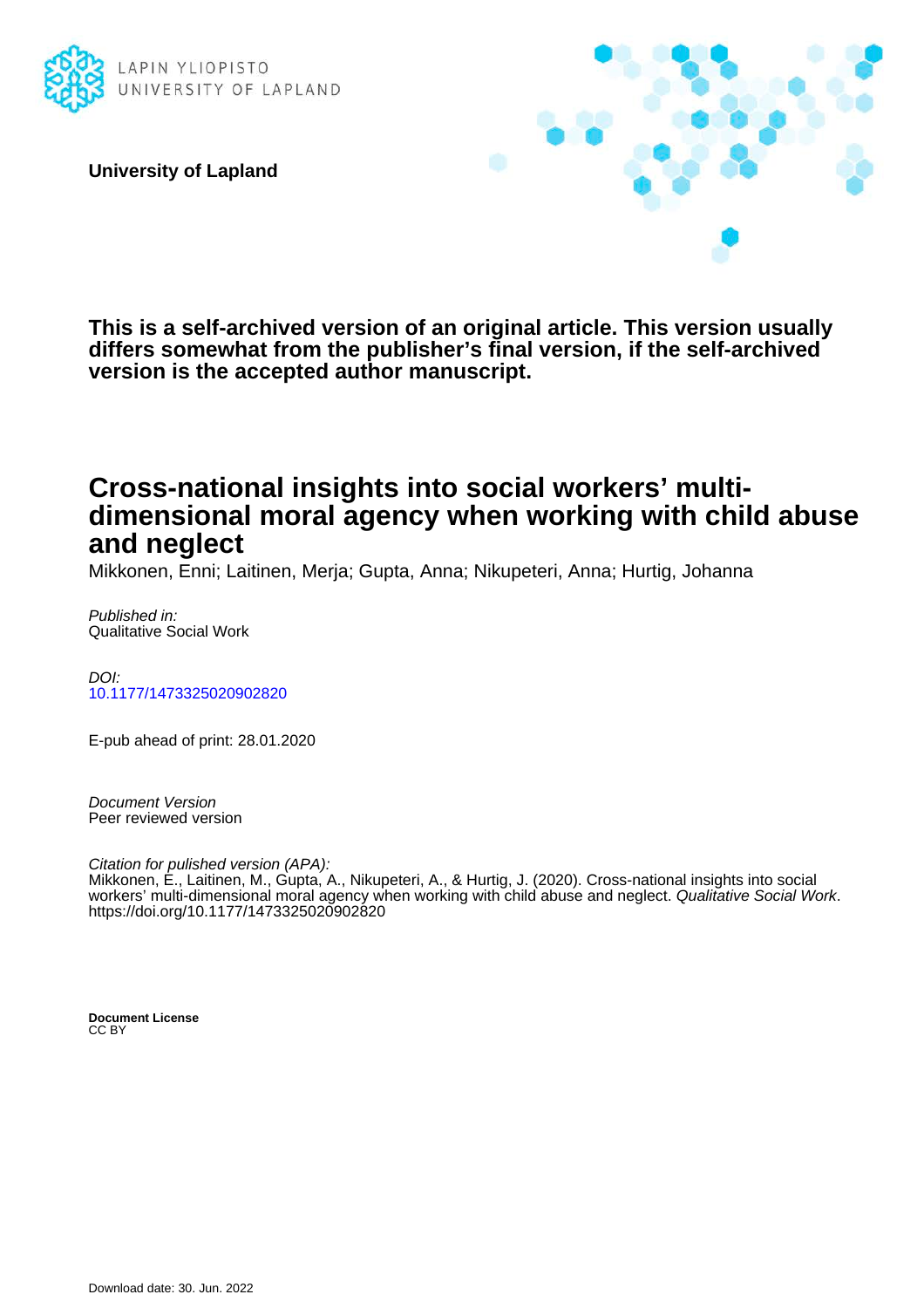LAPIN YLIOPISTO
UNIVERSITY OF LAPLAND

**University of Lapland**

**This is a self-archived version of an original article. This version usually differs somewhat from the publisher's final version, if the self-archived version is the accepted author manuscript.**

# Cross-national insights into social workers' multi-dimensional moral agency when working with child abuse and neglect

Mikkonen, Enni; Laitinen, Merja; Gupta, Anna; Nikupeteri, Anna; Hurtig, Johanna

*Published in:*
Qualitative Social Work

*DOI:*
10.1177/1473325020902820

E-pub ahead of print: 28.01.2020

*Document Version*
Peer reviewed version

*Citation for pulished version (APA):*
Mikkonen, E., Laitinen, M., Gupta, A., Nikupeteri, A., & Hurtig, J. (2020). Cross-national insights into social workers' multi-dimensional moral agency when working with child abuse and neglect. *Qualitative Social Work*. https://doi.org/10.1177/1473325020902820

**Document License**
CC BY

Download date: 30. Jun. 2022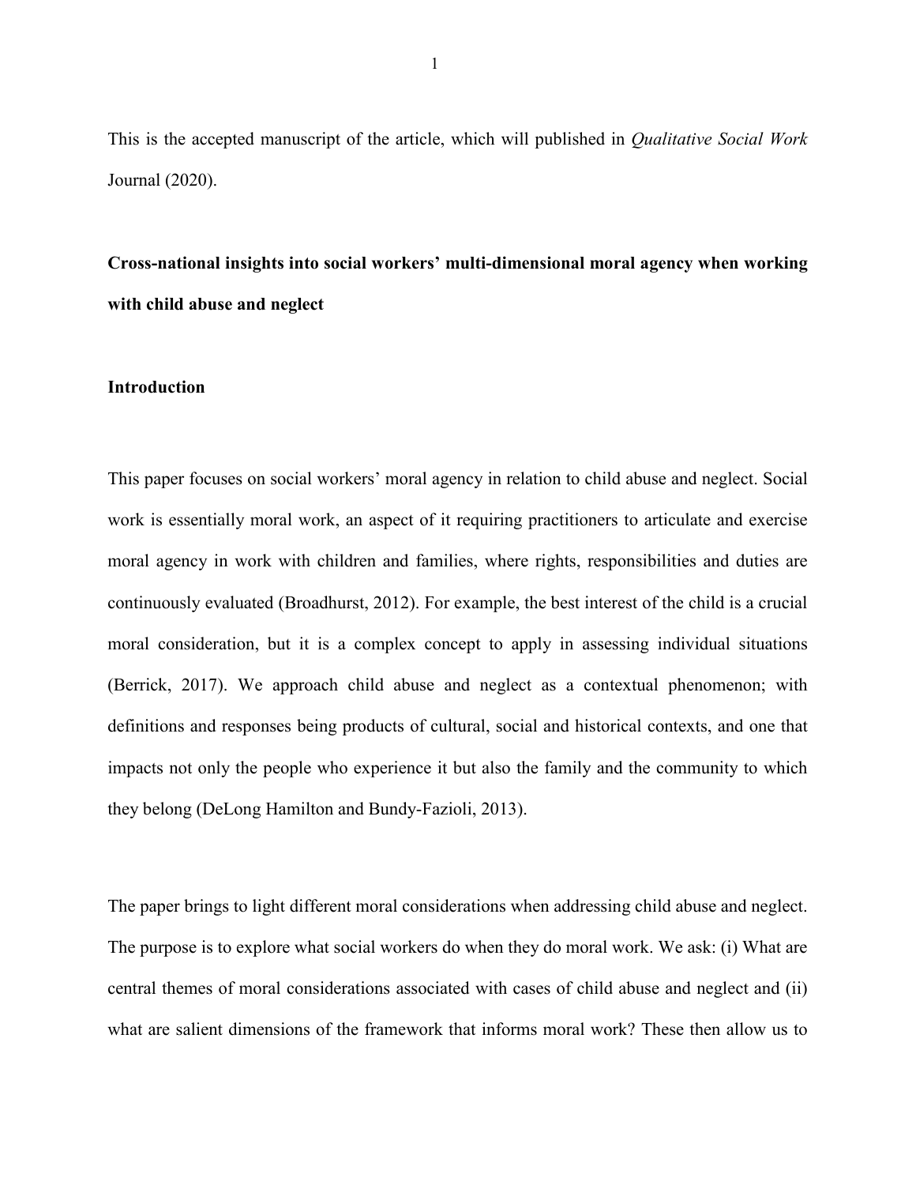This is the accepted manuscript of the article, which will published in *Qualitative Social Work* Journal (2020).

**Cross-national insights into social workers' multi-dimensional moral agency when working with child abuse and neglect**

**Introduction**

This paper focuses on social workers' moral agency in relation to child abuse and neglect. Social work is essentially moral work, an aspect of it requiring practitioners to articulate and exercise moral agency in work with children and families, where rights, responsibilities and duties are continuously evaluated (Broadhurst, 2012). For example, the best interest of the child is a crucial moral consideration, but it is a complex concept to apply in assessing individual situations (Berrick, 2017). We approach child abuse and neglect as a contextual phenomenon; with definitions and responses being products of cultural, social and historical contexts, and one that impacts not only the people who experience it but also the family and the community to which they belong (DeLong Hamilton and Bundy-Fazioli, 2013).

The paper brings to light different moral considerations when addressing child abuse and neglect. The purpose is to explore what social workers do when they do moral work. We ask: (i) What are central themes of moral considerations associated with cases of child abuse and neglect and (ii) what are salient dimensions of the framework that informs moral work? These then allow us to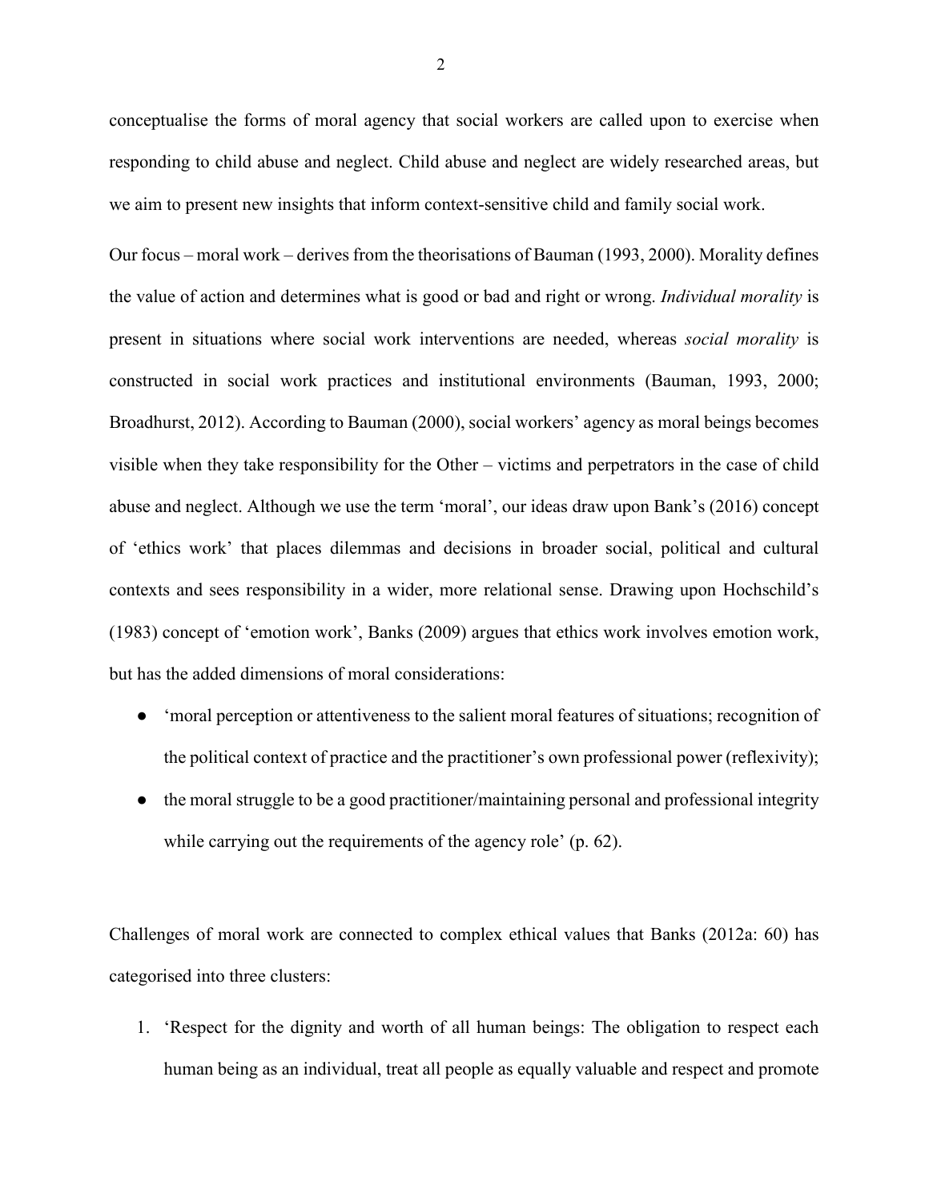conceptualise the forms of moral agency that social workers are called upon to exercise when responding to child abuse and neglect. Child abuse and neglect are widely researched areas, but we aim to present new insights that inform context-sensitive child and family social work.

Our focus – moral work – derives from the theorisations of Bauman (1993, 2000). Morality defines the value of action and determines what is good or bad and right or wrong. *Individual morality* is present in situations where social work interventions are needed, whereas *social morality* is constructed in social work practices and institutional environments (Bauman, 1993, 2000; Broadhurst, 2012). According to Bauman (2000), social workers' agency as moral beings becomes visible when they take responsibility for the Other – victims and perpetrators in the case of child abuse and neglect. Although we use the term 'moral', our ideas draw upon Bank's (2016) concept of 'ethics work' that places dilemmas and decisions in broader social, political and cultural contexts and sees responsibility in a wider, more relational sense. Drawing upon Hochschild's (1983) concept of 'emotion work', Banks (2009) argues that ethics work involves emotion work, but has the added dimensions of moral considerations:

- 'moral perception or attentiveness to the salient moral features of situations; recognition of the political context of practice and the practitioner's own professional power (reflexivity);
- the moral struggle to be a good practitioner/maintaining personal and professional integrity while carrying out the requirements of the agency role' (p. 62).

Challenges of moral work are connected to complex ethical values that Banks (2012a: 60) has categorised into three clusters:

1. 'Respect for the dignity and worth of all human beings: The obligation to respect each human being as an individual, treat all people as equally valuable and respect and promote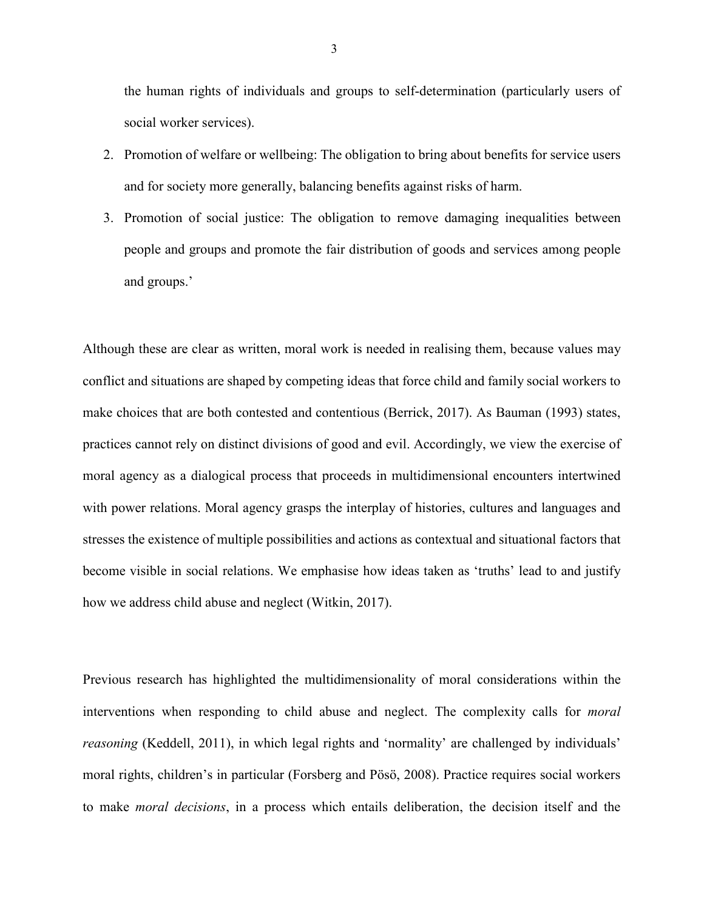the human rights of individuals and groups to self-determination (particularly users of social worker services).

2. Promotion of welfare or wellbeing: The obligation to bring about benefits for service users and for society more generally, balancing benefits against risks of harm.
3. Promotion of social justice: The obligation to remove damaging inequalities between people and groups and promote the fair distribution of goods and services among people and groups.'

Although these are clear as written, moral work is needed in realising them, because values may conflict and situations are shaped by competing ideas that force child and family social workers to make choices that are both contested and contentious (Berrick, 2017). As Bauman (1993) states, practices cannot rely on distinct divisions of good and evil. Accordingly, we view the exercise of moral agency as a dialogical process that proceeds in multidimensional encounters intertwined with power relations. Moral agency grasps the interplay of histories, cultures and languages and stresses the existence of multiple possibilities and actions as contextual and situational factors that become visible in social relations. We emphasise how ideas taken as 'truths' lead to and justify how we address child abuse and neglect (Witkin, 2017).

Previous research has highlighted the multidimensionality of moral considerations within the interventions when responding to child abuse and neglect. The complexity calls for *moral reasoning* (Keddell, 2011), in which legal rights and 'normality' are challenged by individuals' moral rights, children's in particular (Forsberg and Pösö, 2008). Practice requires social workers to make *moral decisions*, in a process which entails deliberation, the decision itself and the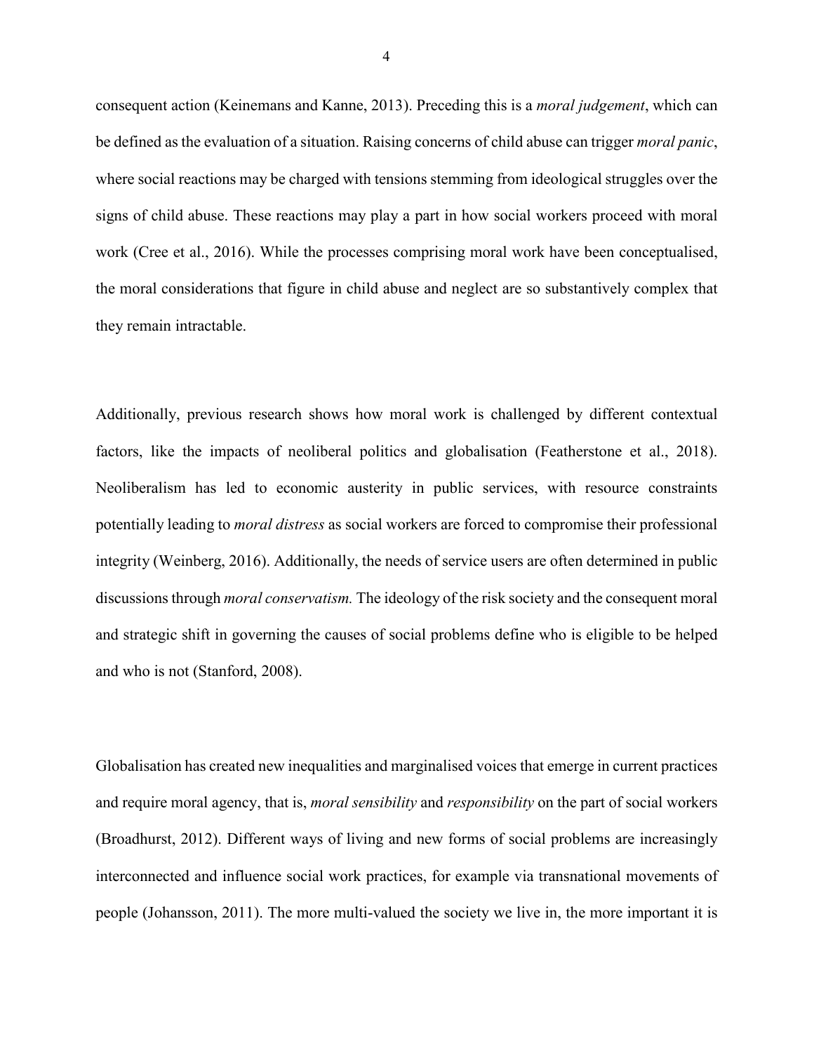consequent action (Keinemans and Kanne, 2013). Preceding this is a *moral judgement*, which can be defined as the evaluation of a situation. Raising concerns of child abuse can trigger *moral panic*, where social reactions may be charged with tensions stemming from ideological struggles over the signs of child abuse. These reactions may play a part in how social workers proceed with moral work (Cree et al., 2016). While the processes comprising moral work have been conceptualised, the moral considerations that figure in child abuse and neglect are so substantively complex that they remain intractable.

Additionally, previous research shows how moral work is challenged by different contextual factors, like the impacts of neoliberal politics and globalisation (Featherstone et al., 2018). Neoliberalism has led to economic austerity in public services, with resource constraints potentially leading to *moral distress* as social workers are forced to compromise their professional integrity (Weinberg, 2016). Additionally, the needs of service users are often determined in public discussions through *moral conservatism.* The ideology of the risk society and the consequent moral and strategic shift in governing the causes of social problems define who is eligible to be helped and who is not (Stanford, 2008).

Globalisation has created new inequalities and marginalised voices that emerge in current practices and require moral agency, that is, *moral sensibility* and *responsibility* on the part of social workers (Broadhurst, 2012). Different ways of living and new forms of social problems are increasingly interconnected and influence social work practices, for example via transnational movements of people (Johansson, 2011). The more multi-valued the society we live in, the more important it is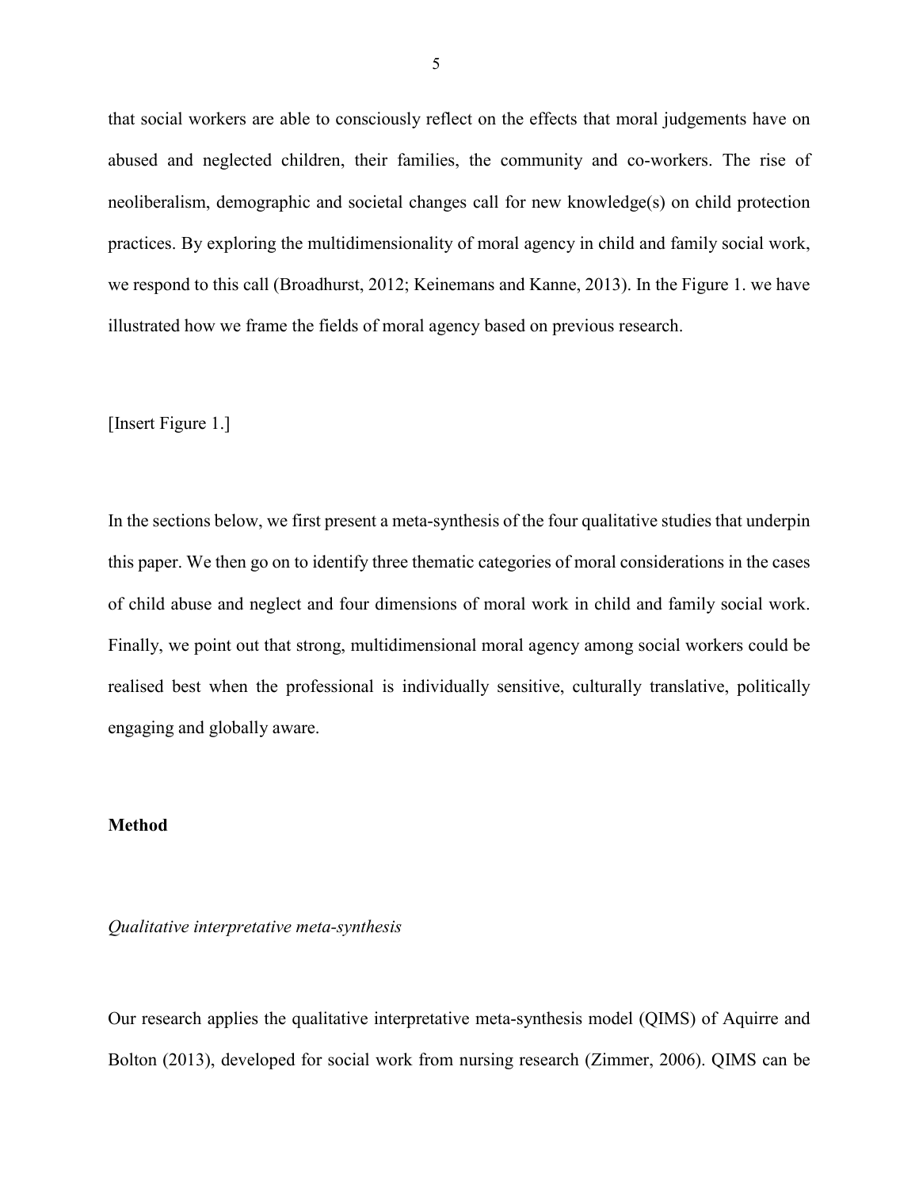that social workers are able to consciously reflect on the effects that moral judgements have on abused and neglected children, their families, the community and co-workers. The rise of neoliberalism, demographic and societal changes call for new knowledge(s) on child protection practices. By exploring the multidimensionality of moral agency in child and family social work, we respond to this call (Broadhurst, 2012; Keinemans and Kanne, 2013). In the Figure 1. we have illustrated how we frame the fields of moral agency based on previous research.

[Insert Figure 1.]

In the sections below, we first present a meta-synthesis of the four qualitative studies that underpin this paper. We then go on to identify three thematic categories of moral considerations in the cases of child abuse and neglect and four dimensions of moral work in child and family social work. Finally, we point out that strong, multidimensional moral agency among social workers could be realised best when the professional is individually sensitive, culturally translative, politically engaging and globally aware.

## Method

### *Qualitative interpretative meta-synthesis*

Our research applies the qualitative interpretative meta-synthesis model (QIMS) of Aquirre and Bolton (2013), developed for social work from nursing research (Zimmer, 2006). QIMS can be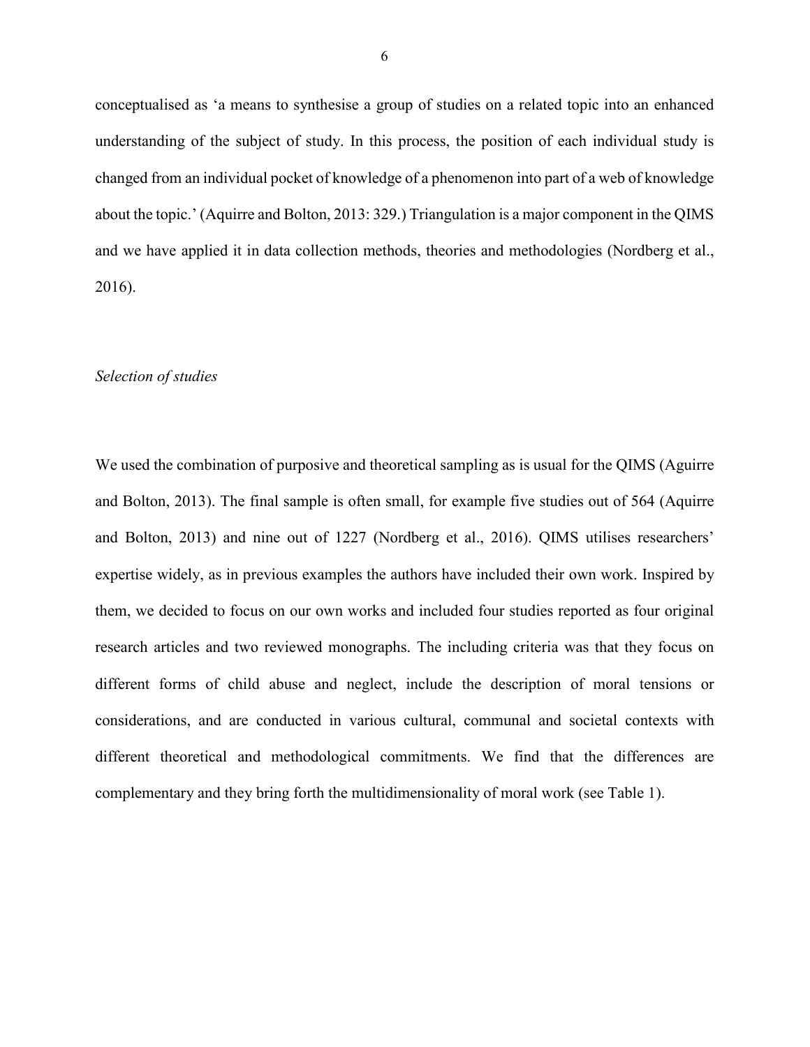conceptualised as 'a means to synthesise a group of studies on a related topic into an enhanced understanding of the subject of study. In this process, the position of each individual study is changed from an individual pocket of knowledge of a phenomenon into part of a web of knowledge about the topic.' (Aquirre and Bolton, 2013: 329.) Triangulation is a major component in the QIMS and we have applied it in data collection methods, theories and methodologies (Nordberg et al., 2016).

*Selection of studies*

We used the combination of purposive and theoretical sampling as is usual for the QIMS (Aguirre and Bolton, 2013). The final sample is often small, for example five studies out of 564 (Aquirre and Bolton, 2013) and nine out of 1227 (Nordberg et al., 2016). QIMS utilises researchers' expertise widely, as in previous examples the authors have included their own work. Inspired by them, we decided to focus on our own works and included four studies reported as four original research articles and two reviewed monographs. The including criteria was that they focus on different forms of child abuse and neglect, include the description of moral tensions or considerations, and are conducted in various cultural, communal and societal contexts with different theoretical and methodological commitments. We find that the differences are complementary and they bring forth the multidimensionality of moral work (see Table 1).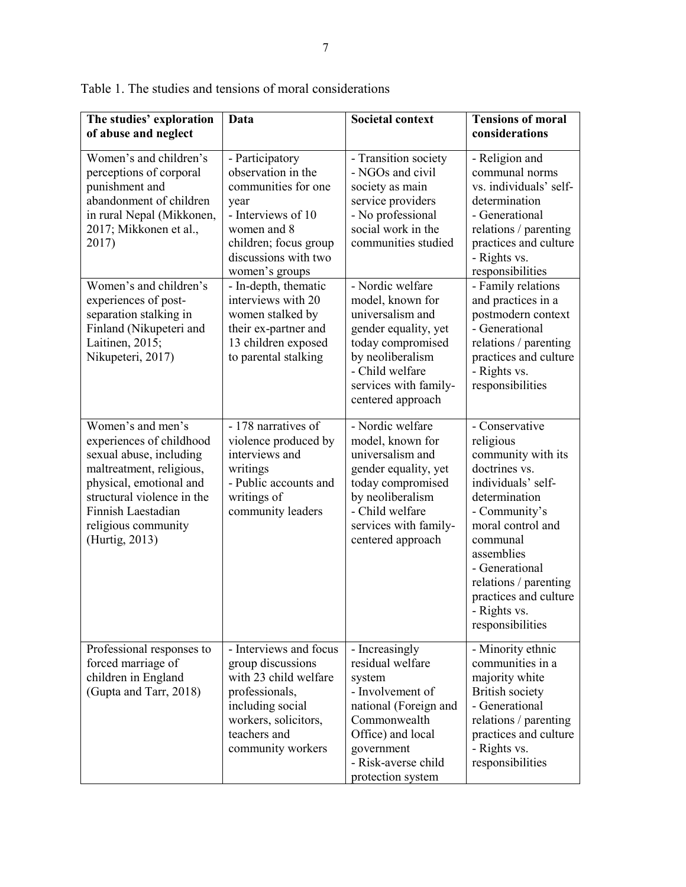Table 1. The studies and tensions of moral considerations

| The studies' exploration of abuse and neglect | Data | Societal context | Tensions of moral considerations |
| --- | --- | --- | --- |
| Women's and children's perceptions of corporal punishment and abandonment of children in rural Nepal (Mikkonen, 2017; Mikkonen et al., 2017) | - Participatory observation in the communities for one year<br>- Interviews of 10 women and 8 children; focus group discussions with two women's groups | - Transition society<br>- NGOs and civil society as main service providers<br>- No professional social work in the communities studied | - Religion and communal norms vs. individuals' self-determination<br>- Generational relations / parenting practices and culture<br>- Rights vs. responsibilities |
| Women's and children's experiences of post-separation stalking in Finland (Nikupeteri and Laitinen, 2015; Nikupeteri, 2017) | - In-depth, thematic interviews with 20 women stalked by their ex-partner and 13 children exposed to parental stalking | - Nordic welfare model, known for universalism and gender equality, yet today compromised by neoliberalism<br>- Child welfare services with family-centered approach | - Family relations and practices in a postmodern context<br>- Generational relations / parenting practices and culture<br>- Rights vs. responsibilities |
| Women's and men's experiences of childhood sexual abuse, including maltreatment, religious, physical, emotional and structural violence in the Finnish Laestadian religious community (Hurtig, 2013) | - 178 narratives of violence produced by interviews and writings<br>- Public accounts and writings of community leaders | - Nordic welfare model, known for universalism and gender equality, yet today compromised by neoliberalism<br>- Child welfare services with family-centered approach | - Conservative religious community with its doctrines vs. individuals' self-determination<br>- Community's moral control and communal assemblies<br>- Generational relations / parenting practices and culture<br>- Rights vs. responsibilities |
| Professional responses to forced marriage of children in England (Gupta and Tarr, 2018) | - Interviews and focus group discussions with 23 child welfare professionals, including social workers, solicitors, teachers and community workers | - Increasingly residual welfare system<br>- Involvement of national (Foreign and Commonwealth Office) and local government<br>- Risk-averse child protection system | - Minority ethnic communities in a majority white British society<br>- Generational relations / parenting practices and culture<br>- Rights vs. responsibilities |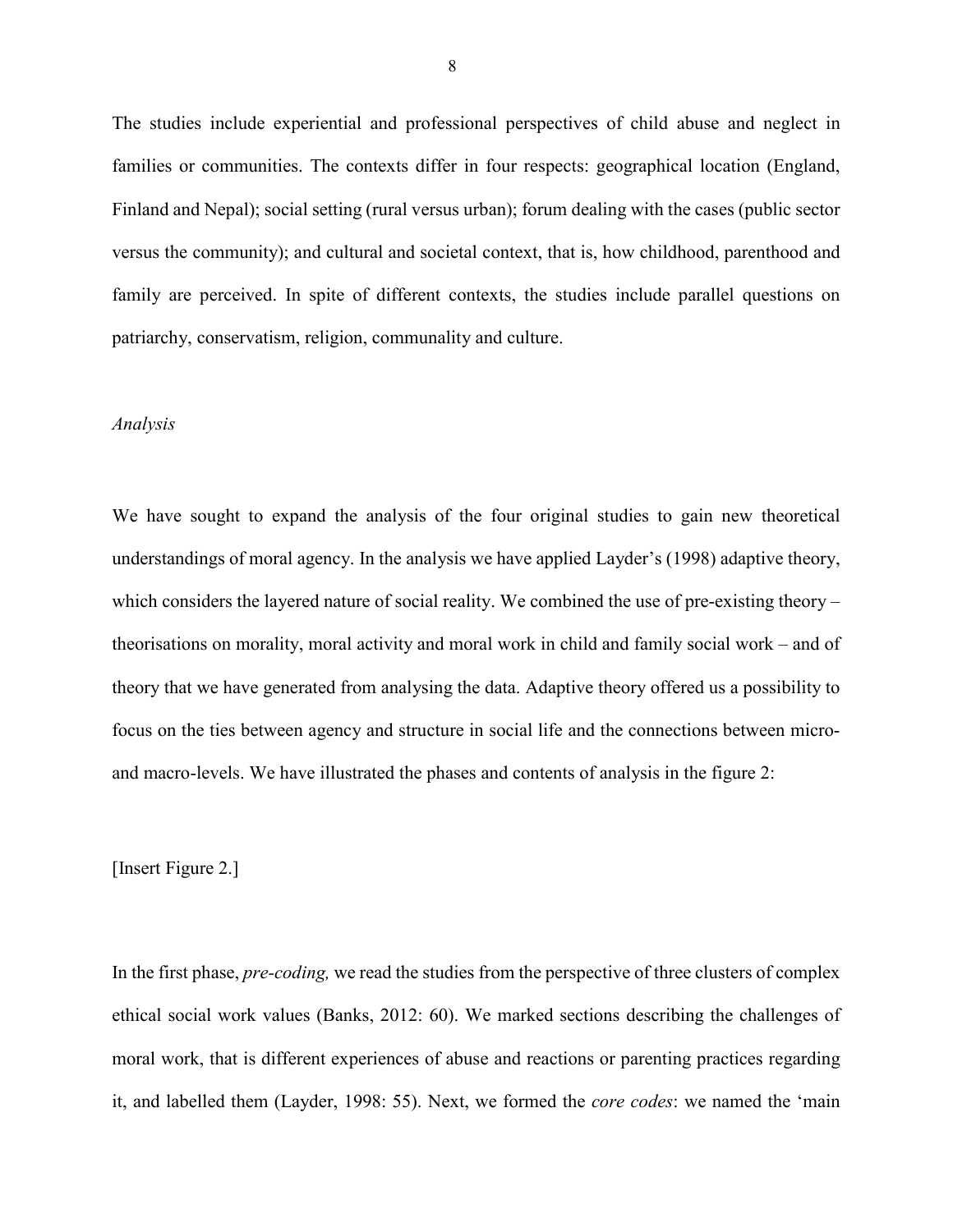The studies include experiential and professional perspectives of child abuse and neglect in families or communities. The contexts differ in four respects: geographical location (England, Finland and Nepal); social setting (rural versus urban); forum dealing with the cases (public sector versus the community); and cultural and societal context, that is, how childhood, parenthood and family are perceived. In spite of different contexts, the studies include parallel questions on patriarchy, conservatism, religion, communality and culture.

*Analysis*

We have sought to expand the analysis of the four original studies to gain new theoretical understandings of moral agency. In the analysis we have applied Layder's (1998) adaptive theory, which considers the layered nature of social reality. We combined the use of pre-existing theory – theorisations on morality, moral activity and moral work in child and family social work – and of theory that we have generated from analysing the data. Adaptive theory offered us a possibility to focus on the ties between agency and structure in social life and the connections between micro- and macro-levels. We have illustrated the phases and contents of analysis in the figure 2:

[Insert Figure 2.]

In the first phase, *pre-coding,* we read the studies from the perspective of three clusters of complex ethical social work values (Banks, 2012: 60). We marked sections describing the challenges of moral work, that is different experiences of abuse and reactions or parenting practices regarding it, and labelled them (Layder, 1998: 55). Next, we formed the *core codes*: we named the 'main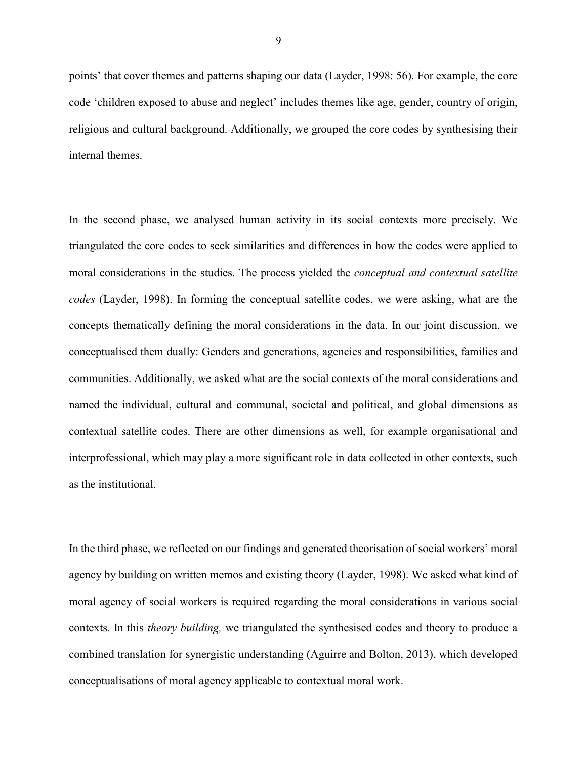points' that cover themes and patterns shaping our data (Layder, 1998: 56). For example, the core code 'children exposed to abuse and neglect' includes themes like age, gender, country of origin, religious and cultural background. Additionally, we grouped the core codes by synthesising their internal themes.

In the second phase, we analysed human activity in its social contexts more precisely. We triangulated the core codes to seek similarities and differences in how the codes were applied to moral considerations in the studies. The process yielded the *conceptual and contextual satellite codes* (Layder, 1998). In forming the conceptual satellite codes, we were asking, what are the concepts thematically defining the moral considerations in the data. In our joint discussion, we conceptualised them dually: Genders and generations, agencies and responsibilities, families and communities. Additionally, we asked what are the social contexts of the moral considerations and named the individual, cultural and communal, societal and political, and global dimensions as contextual satellite codes. There are other dimensions as well, for example organisational and interprofessional, which may play a more significant role in data collected in other contexts, such as the institutional.

In the third phase, we reflected on our findings and generated theorisation of social workers' moral agency by building on written memos and existing theory (Layder, 1998). We asked what kind of moral agency of social workers is required regarding the moral considerations in various social contexts. In this *theory building,* we triangulated the synthesised codes and theory to produce a combined translation for synergistic understanding (Aguirre and Bolton, 2013), which developed conceptualisations of moral agency applicable to contextual moral work.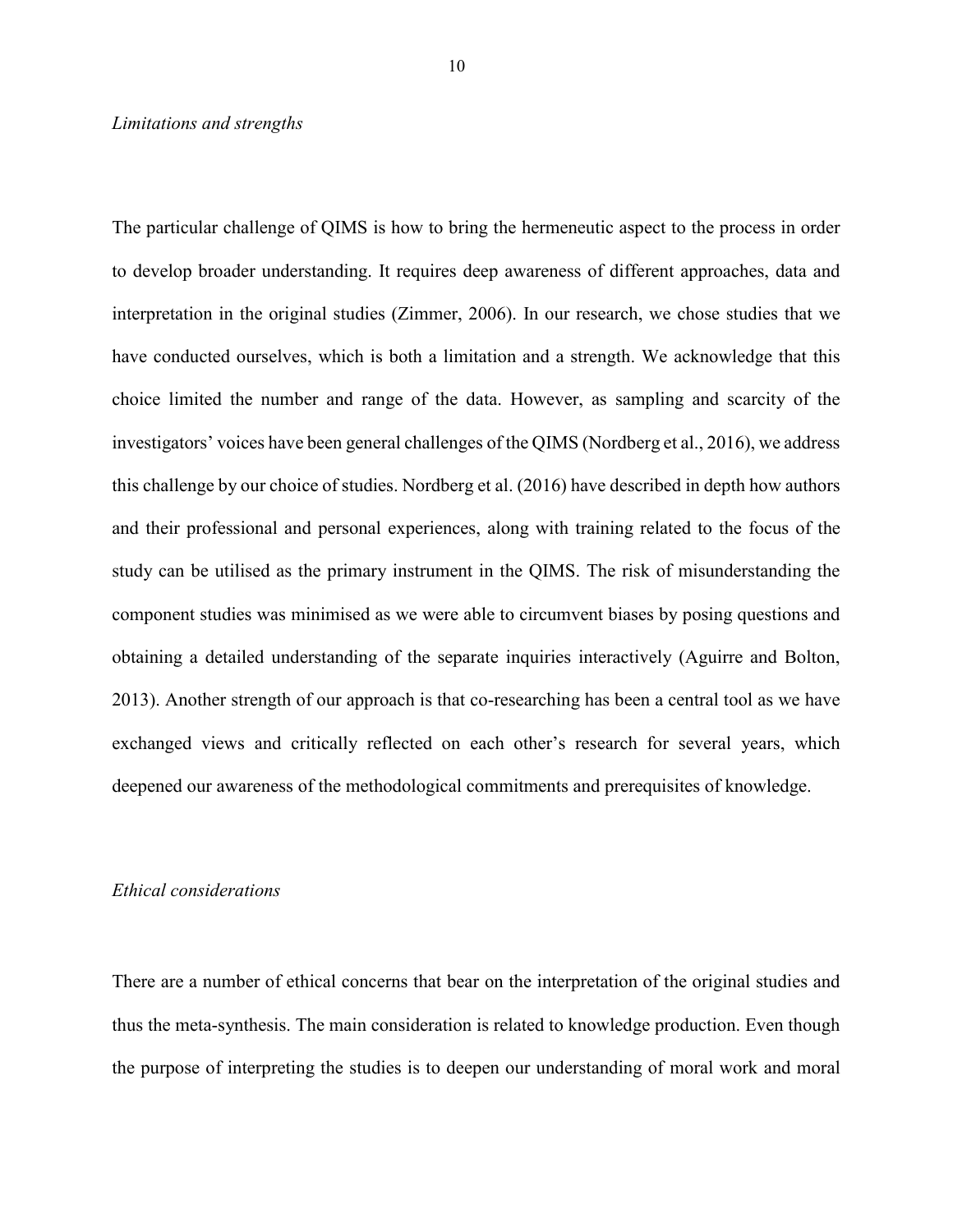*Limitations and strengths*

The particular challenge of QIMS is how to bring the hermeneutic aspect to the process in order to develop broader understanding. It requires deep awareness of different approaches, data and interpretation in the original studies (Zimmer, 2006). In our research, we chose studies that we have conducted ourselves, which is both a limitation and a strength. We acknowledge that this choice limited the number and range of the data. However, as sampling and scarcity of the investigators' voices have been general challenges of the QIMS (Nordberg et al., 2016), we address this challenge by our choice of studies. Nordberg et al. (2016) have described in depth how authors and their professional and personal experiences, along with training related to the focus of the study can be utilised as the primary instrument in the QIMS. The risk of misunderstanding the component studies was minimised as we were able to circumvent biases by posing questions and obtaining a detailed understanding of the separate inquiries interactively (Aguirre and Bolton, 2013). Another strength of our approach is that co-researching has been a central tool as we have exchanged views and critically reflected on each other's research for several years, which deepened our awareness of the methodological commitments and prerequisites of knowledge.

*Ethical considerations*

There are a number of ethical concerns that bear on the interpretation of the original studies and thus the meta-synthesis. The main consideration is related to knowledge production. Even though the purpose of interpreting the studies is to deepen our understanding of moral work and moral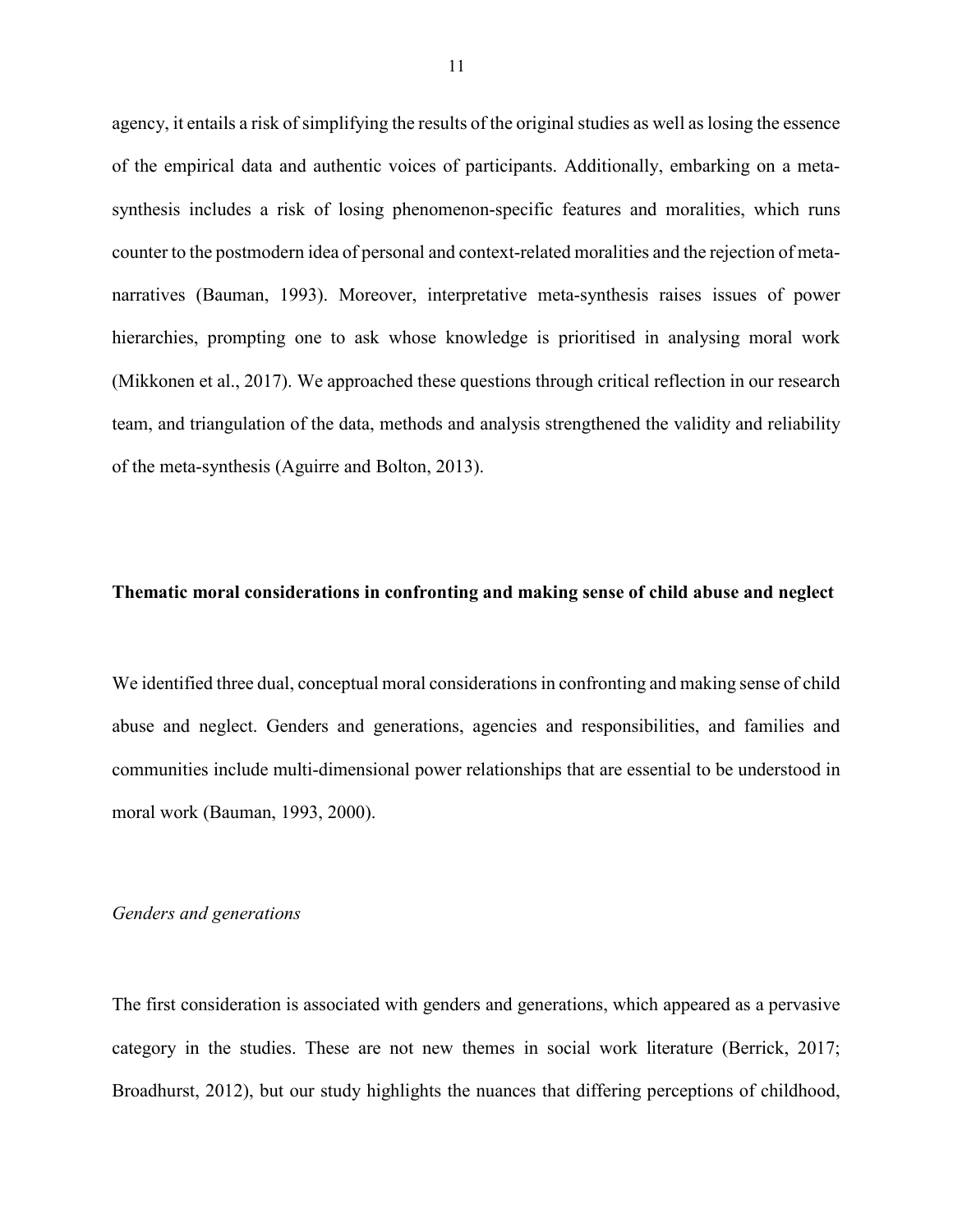agency, it entails a risk of simplifying the results of the original studies as well as losing the essence of the empirical data and authentic voices of participants. Additionally, embarking on a meta-synthesis includes a risk of losing phenomenon-specific features and moralities, which runs counter to the postmodern idea of personal and context-related moralities and the rejection of meta-narratives (Bauman, 1993). Moreover, interpretative meta-synthesis raises issues of power hierarchies, prompting one to ask whose knowledge is prioritised in analysing moral work (Mikkonen et al., 2017). We approached these questions through critical reflection in our research team, and triangulation of the data, methods and analysis strengthened the validity and reliability of the meta-synthesis (Aguirre and Bolton, 2013).

## Thematic moral considerations in confronting and making sense of child abuse and neglect

We identified three dual, conceptual moral considerations in confronting and making sense of child abuse and neglect. Genders and generations, agencies and responsibilities, and families and communities include multi-dimensional power relationships that are essential to be understood in moral work (Bauman, 1993, 2000).

### *Genders and generations*

The first consideration is associated with genders and generations, which appeared as a pervasive category in the studies. These are not new themes in social work literature (Berrick, 2017; Broadhurst, 2012), but our study highlights the nuances that differing perceptions of childhood,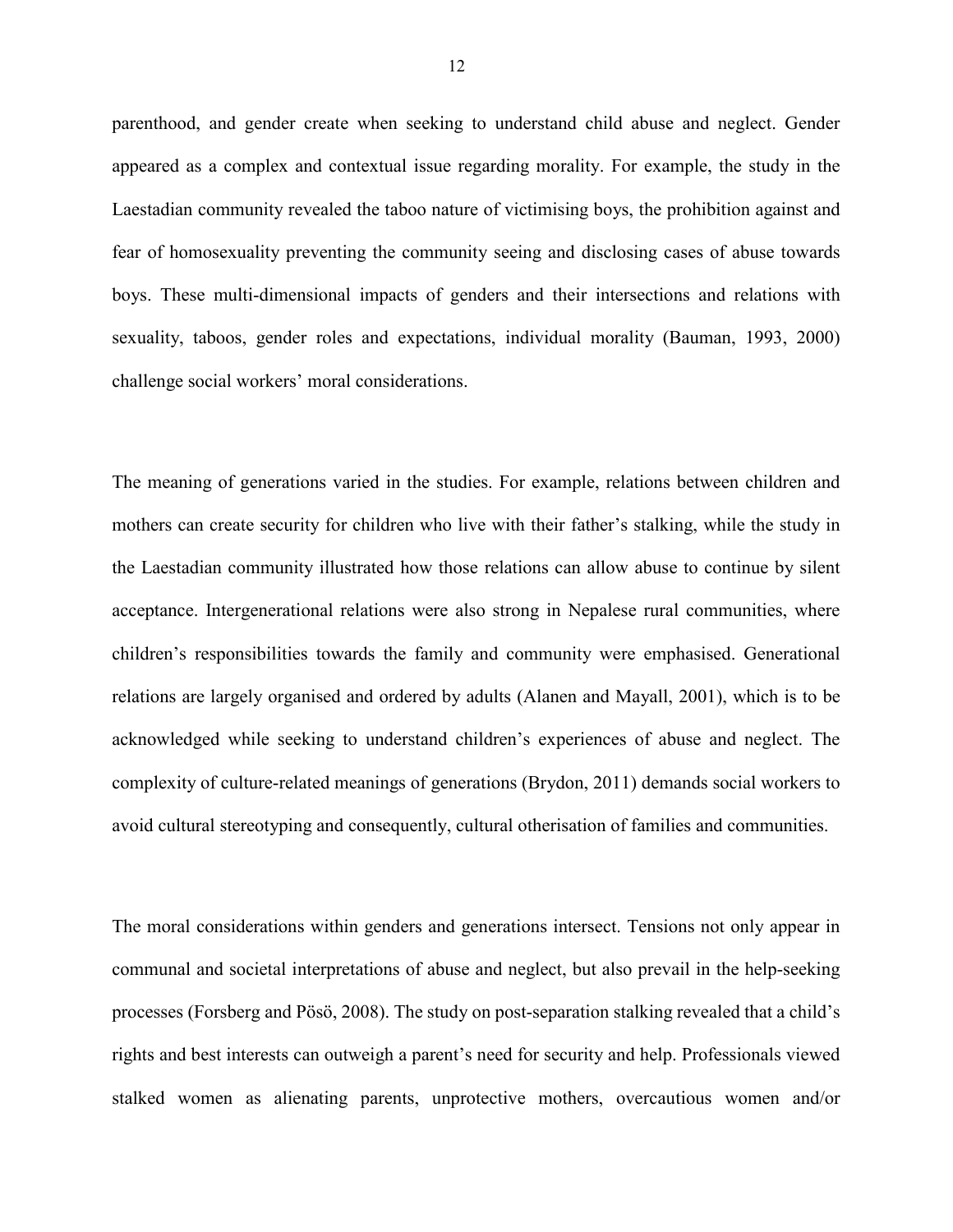parenthood, and gender create when seeking to understand child abuse and neglect. Gender appeared as a complex and contextual issue regarding morality. For example, the study in the Laestadian community revealed the taboo nature of victimising boys, the prohibition against and fear of homosexuality preventing the community seeing and disclosing cases of abuse towards boys. These multi-dimensional impacts of genders and their intersections and relations with sexuality, taboos, gender roles and expectations, individual morality (Bauman, 1993, 2000) challenge social workers' moral considerations.

The meaning of generations varied in the studies. For example, relations between children and mothers can create security for children who live with their father's stalking, while the study in the Laestadian community illustrated how those relations can allow abuse to continue by silent acceptance. Intergenerational relations were also strong in Nepalese rural communities, where children's responsibilities towards the family and community were emphasised. Generational relations are largely organised and ordered by adults (Alanen and Mayall, 2001), which is to be acknowledged while seeking to understand children's experiences of abuse and neglect. The complexity of culture-related meanings of generations (Brydon, 2011) demands social workers to avoid cultural stereotyping and consequently, cultural otherisation of families and communities.

The moral considerations within genders and generations intersect. Tensions not only appear in communal and societal interpretations of abuse and neglect, but also prevail in the help-seeking processes (Forsberg and Pösö, 2008). The study on post-separation stalking revealed that a child's rights and best interests can outweigh a parent's need for security and help. Professionals viewed stalked women as alienating parents, unprotective mothers, overcautious women and/or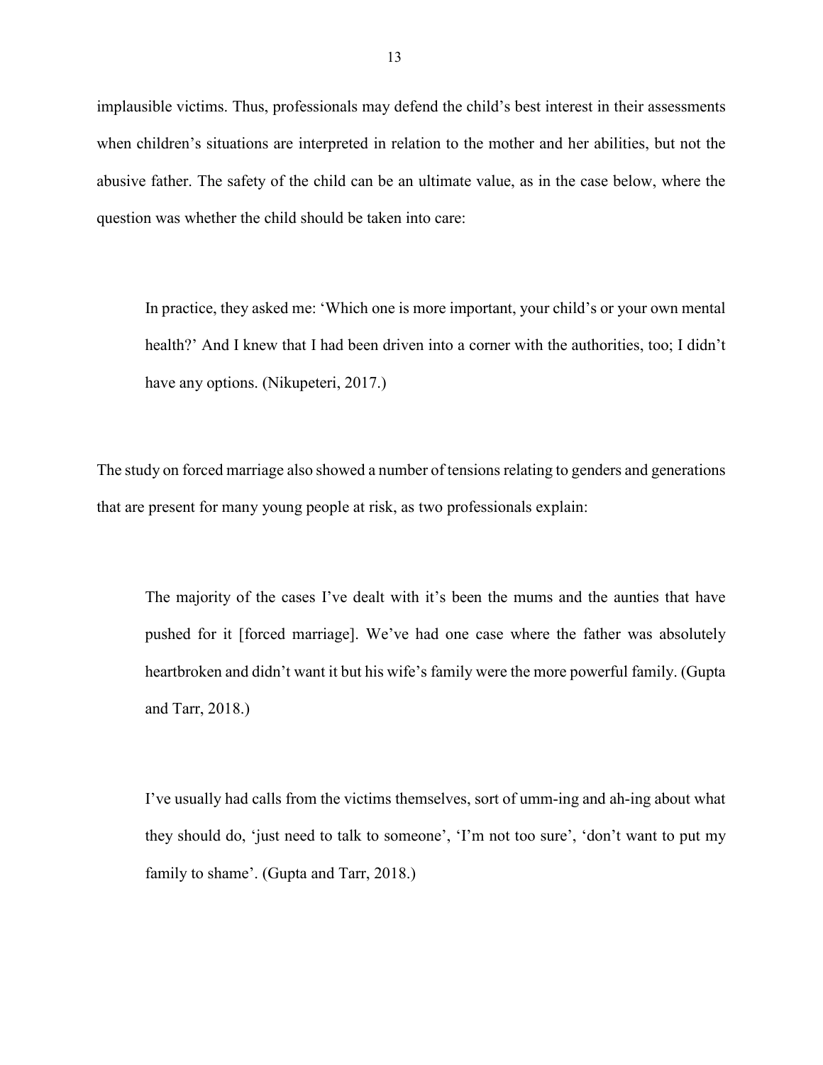implausible victims. Thus, professionals may defend the child's best interest in their assessments when children's situations are interpreted in relation to the mother and her abilities, but not the abusive father. The safety of the child can be an ultimate value, as in the case below, where the question was whether the child should be taken into care:

> In practice, they asked me: 'Which one is more important, your child's or your own mental health?' And I knew that I had been driven into a corner with the authorities, too; I didn't have any options. (Nikupeteri, 2017.)

The study on forced marriage also showed a number of tensions relating to genders and generations that are present for many young people at risk, as two professionals explain:

> The majority of the cases I've dealt with it's been the mums and the aunties that have pushed for it [forced marriage]. We've had one case where the father was absolutely heartbroken and didn't want it but his wife's family were the more powerful family. (Gupta and Tarr, 2018.)

> I've usually had calls from the victims themselves, sort of umm-ing and ah-ing about what they should do, 'just need to talk to someone', 'I'm not too sure', 'don't want to put my family to shame'. (Gupta and Tarr, 2018.)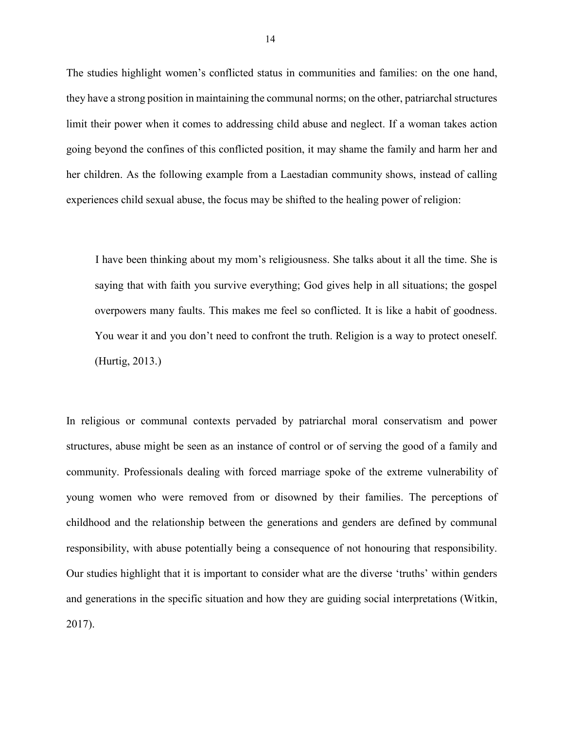The studies highlight women's conflicted status in communities and families: on the one hand, they have a strong position in maintaining the communal norms; on the other, patriarchal structures limit their power when it comes to addressing child abuse and neglect. If a woman takes action going beyond the confines of this conflicted position, it may shame the family and harm her and her children. As the following example from a Laestadian community shows, instead of calling experiences child sexual abuse, the focus may be shifted to the healing power of religion:

> I have been thinking about my mom's religiousness. She talks about it all the time. She is saying that with faith you survive everything; God gives help in all situations; the gospel overpowers many faults. This makes me feel so conflicted. It is like a habit of goodness. You wear it and you don't need to confront the truth. Religion is a way to protect oneself. (Hurtig, 2013.)

In religious or communal contexts pervaded by patriarchal moral conservatism and power structures, abuse might be seen as an instance of control or of serving the good of a family and community. Professionals dealing with forced marriage spoke of the extreme vulnerability of young women who were removed from or disowned by their families. The perceptions of childhood and the relationship between the generations and genders are defined by communal responsibility, with abuse potentially being a consequence of not honouring that responsibility. Our studies highlight that it is important to consider what are the diverse 'truths' within genders and generations in the specific situation and how they are guiding social interpretations (Witkin, 2017).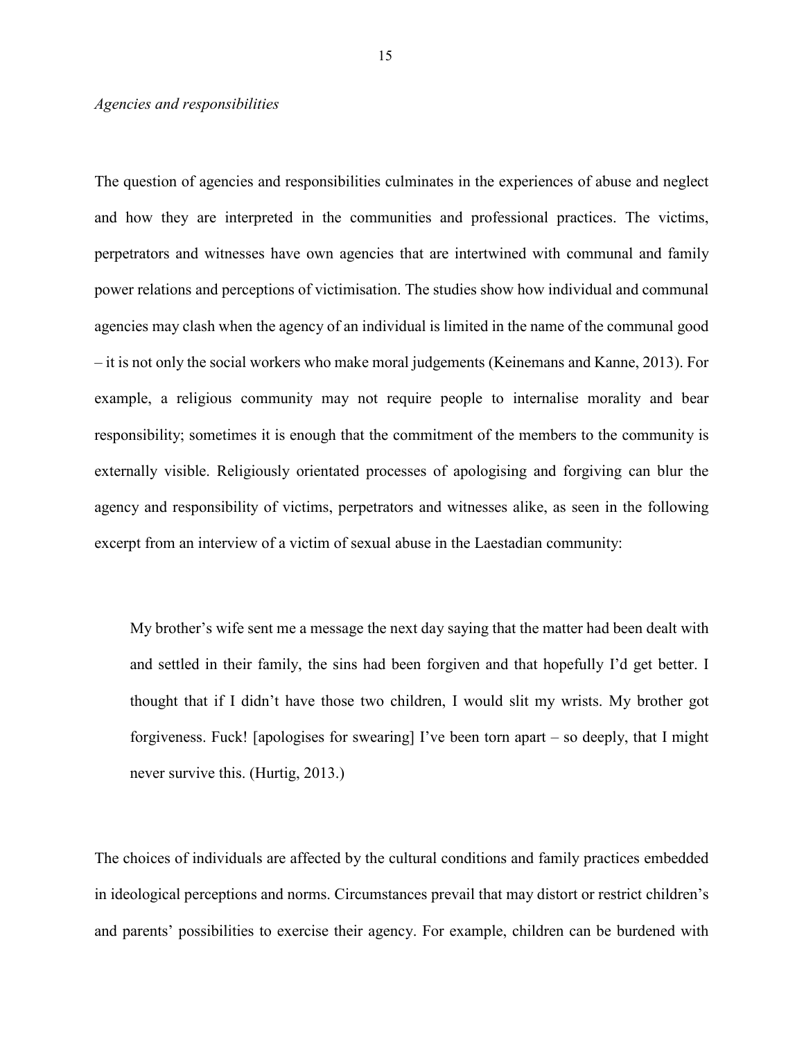*Agencies and responsibilities*

The question of agencies and responsibilities culminates in the experiences of abuse and neglect and how they are interpreted in the communities and professional practices. The victims, perpetrators and witnesses have own agencies that are intertwined with communal and family power relations and perceptions of victimisation. The studies show how individual and communal agencies may clash when the agency of an individual is limited in the name of the communal good – it is not only the social workers who make moral judgements (Keinemans and Kanne, 2013). For example, a religious community may not require people to internalise morality and bear responsibility; sometimes it is enough that the commitment of the members to the community is externally visible. Religiously orientated processes of apologising and forgiving can blur the agency and responsibility of victims, perpetrators and witnesses alike, as seen in the following excerpt from an interview of a victim of sexual abuse in the Laestadian community:

> My brother's wife sent me a message the next day saying that the matter had been dealt with and settled in their family, the sins had been forgiven and that hopefully I'd get better. I thought that if I didn't have those two children, I would slit my wrists. My brother got forgiveness. Fuck! [apologises for swearing] I've been torn apart – so deeply, that I might never survive this. (Hurtig, 2013.)

The choices of individuals are affected by the cultural conditions and family practices embedded in ideological perceptions and norms. Circumstances prevail that may distort or restrict children's and parents' possibilities to exercise their agency. For example, children can be burdened with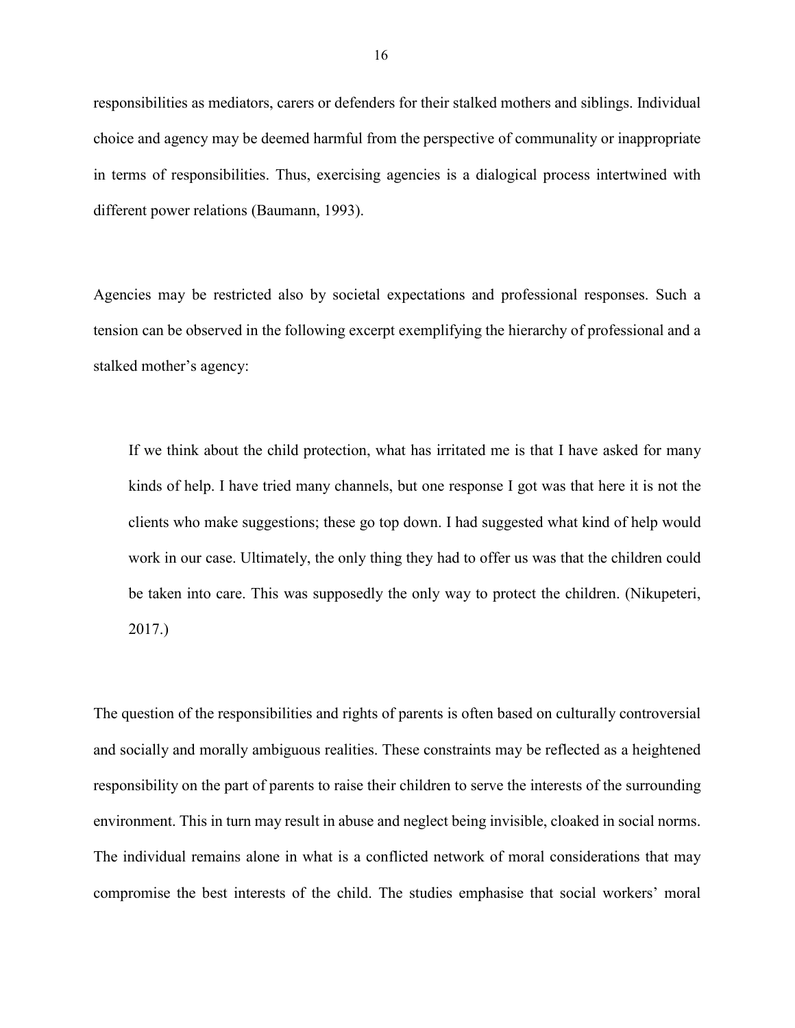responsibilities as mediators, carers or defenders for their stalked mothers and siblings. Individual choice and agency may be deemed harmful from the perspective of communality or inappropriate in terms of responsibilities. Thus, exercising agencies is a dialogical process intertwined with different power relations (Baumann, 1993).

Agencies may be restricted also by societal expectations and professional responses. Such a tension can be observed in the following excerpt exemplifying the hierarchy of professional and a stalked mother's agency:

> If we think about the child protection, what has irritated me is that I have asked for many kinds of help. I have tried many channels, but one response I got was that here it is not the clients who make suggestions; these go top down. I had suggested what kind of help would work in our case. Ultimately, the only thing they had to offer us was that the children could be taken into care. This was supposedly the only way to protect the children. (Nikupeteri, 2017.)

The question of the responsibilities and rights of parents is often based on culturally controversial and socially and morally ambiguous realities. These constraints may be reflected as a heightened responsibility on the part of parents to raise their children to serve the interests of the surrounding environment. This in turn may result in abuse and neglect being invisible, cloaked in social norms. The individual remains alone in what is a conflicted network of moral considerations that may compromise the best interests of the child. The studies emphasise that social workers' moral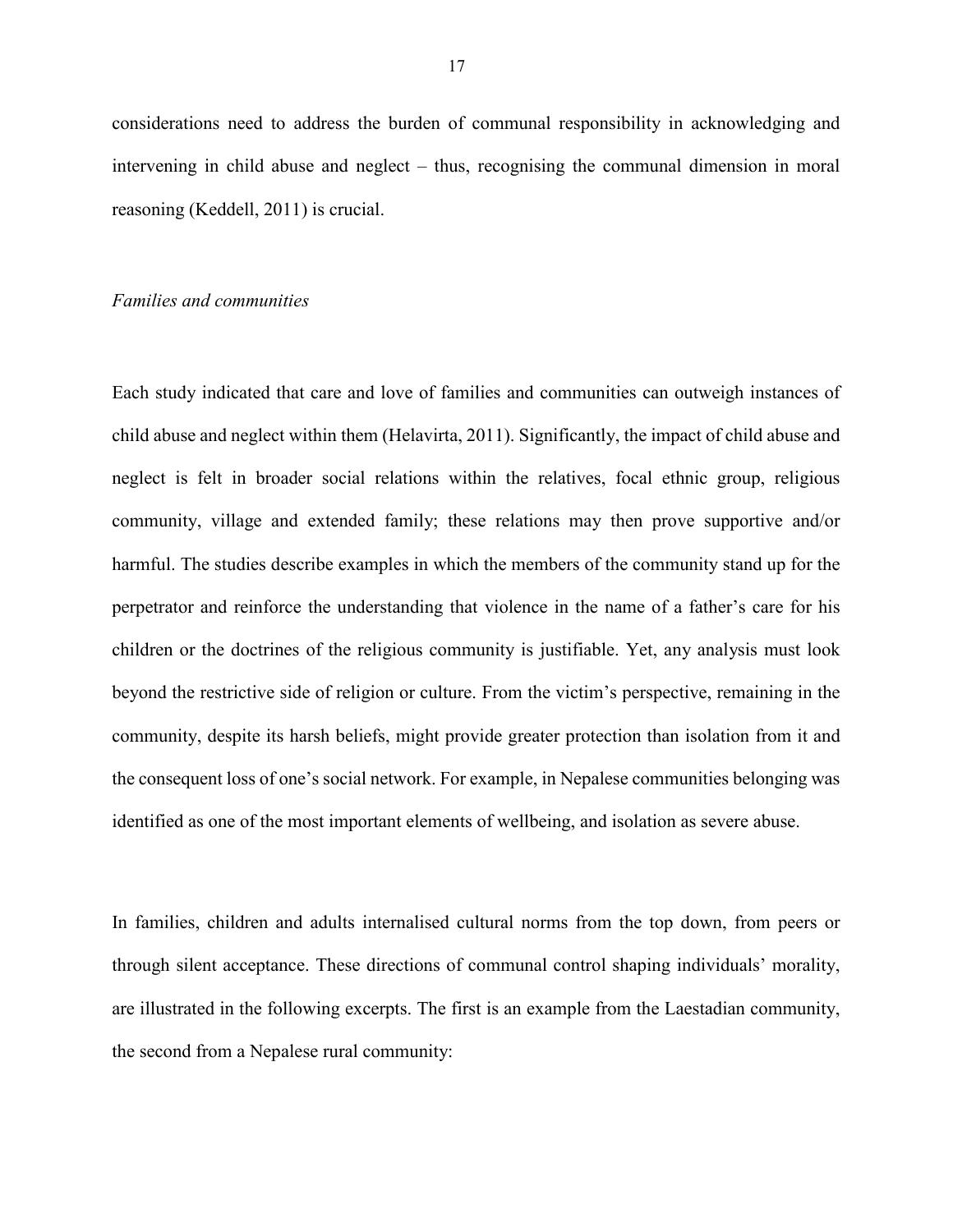considerations need to address the burden of communal responsibility in acknowledging and intervening in child abuse and neglect – thus, recognising the communal dimension in moral reasoning (Keddell, 2011) is crucial.

*Families and communities*

Each study indicated that care and love of families and communities can outweigh instances of child abuse and neglect within them (Helavirta, 2011). Significantly, the impact of child abuse and neglect is felt in broader social relations within the relatives, focal ethnic group, religious community, village and extended family; these relations may then prove supportive and/or harmful. The studies describe examples in which the members of the community stand up for the perpetrator and reinforce the understanding that violence in the name of a father's care for his children or the doctrines of the religious community is justifiable. Yet, any analysis must look beyond the restrictive side of religion or culture. From the victim's perspective, remaining in the community, despite its harsh beliefs, might provide greater protection than isolation from it and the consequent loss of one's social network. For example, in Nepalese communities belonging was identified as one of the most important elements of wellbeing, and isolation as severe abuse.

In families, children and adults internalised cultural norms from the top down, from peers or through silent acceptance. These directions of communal control shaping individuals' morality, are illustrated in the following excerpts. The first is an example from the Laestadian community, the second from a Nepalese rural community: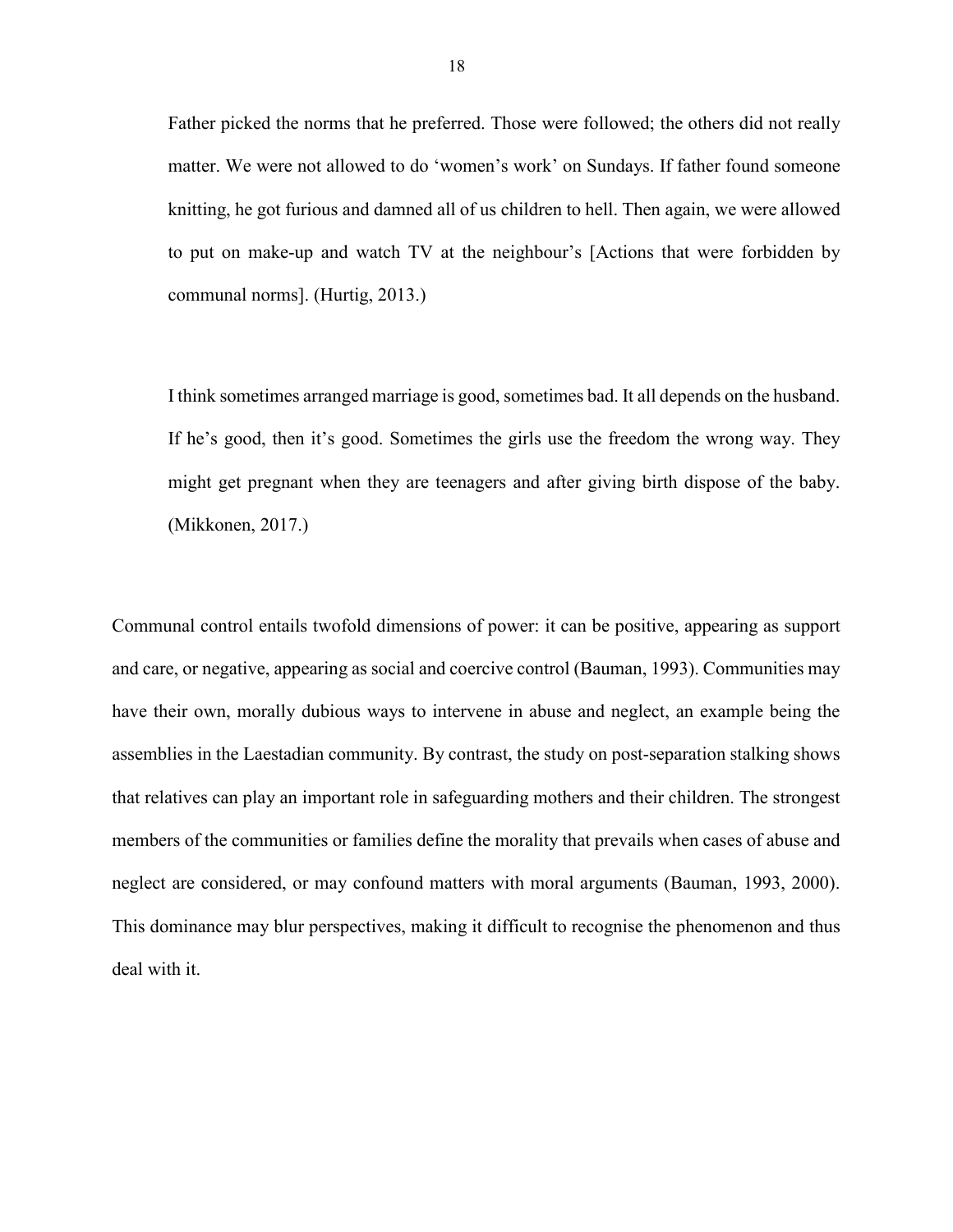> Father picked the norms that he preferred. Those were followed; the others did not really matter. We were not allowed to do 'women's work' on Sundays. If father found someone knitting, he got furious and damned all of us children to hell. Then again, we were allowed to put on make-up and watch TV at the neighbour's [Actions that were forbidden by communal norms]. (Hurtig, 2013.)

> I think sometimes arranged marriage is good, sometimes bad. It all depends on the husband. If he's good, then it's good. Sometimes the girls use the freedom the wrong way. They might get pregnant when they are teenagers and after giving birth dispose of the baby. (Mikkonen, 2017.)

Communal control entails twofold dimensions of power: it can be positive, appearing as support and care, or negative, appearing as social and coercive control (Bauman, 1993). Communities may have their own, morally dubious ways to intervene in abuse and neglect, an example being the assemblies in the Laestadian community. By contrast, the study on post-separation stalking shows that relatives can play an important role in safeguarding mothers and their children. The strongest members of the communities or families define the morality that prevails when cases of abuse and neglect are considered, or may confound matters with moral arguments (Bauman, 1993, 2000). This dominance may blur perspectives, making it difficult to recognise the phenomenon and thus deal with it.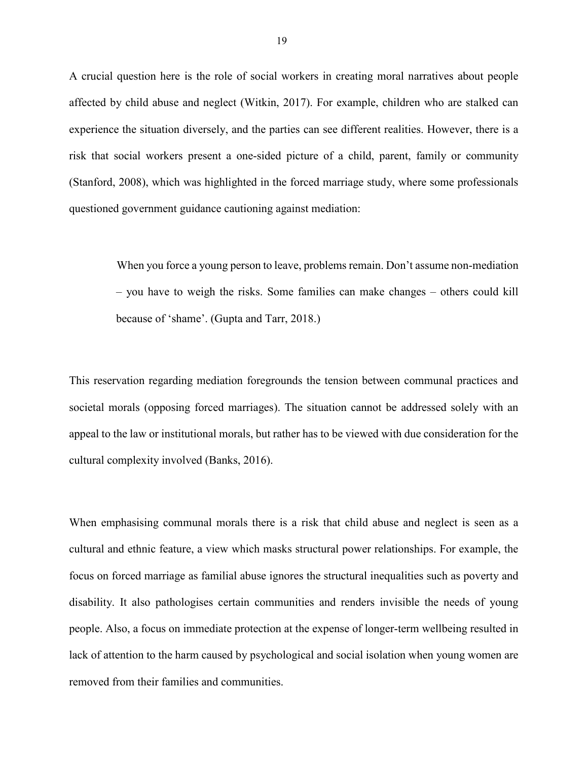A crucial question here is the role of social workers in creating moral narratives about people affected by child abuse and neglect (Witkin, 2017). For example, children who are stalked can experience the situation diversely, and the parties can see different realities. However, there is a risk that social workers present a one-sided picture of a child, parent, family or community (Stanford, 2008), which was highlighted in the forced marriage study, where some professionals questioned government guidance cautioning against mediation:

> When you force a young person to leave, problems remain. Don't assume non-mediation – you have to weigh the risks. Some families can make changes – others could kill because of 'shame'. (Gupta and Tarr, 2018.)

This reservation regarding mediation foregrounds the tension between communal practices and societal morals (opposing forced marriages). The situation cannot be addressed solely with an appeal to the law or institutional morals, but rather has to be viewed with due consideration for the cultural complexity involved (Banks, 2016).

When emphasising communal morals there is a risk that child abuse and neglect is seen as a cultural and ethnic feature, a view which masks structural power relationships. For example, the focus on forced marriage as familial abuse ignores the structural inequalities such as poverty and disability. It also pathologises certain communities and renders invisible the needs of young people. Also, a focus on immediate protection at the expense of longer-term wellbeing resulted in lack of attention to the harm caused by psychological and social isolation when young women are removed from their families and communities.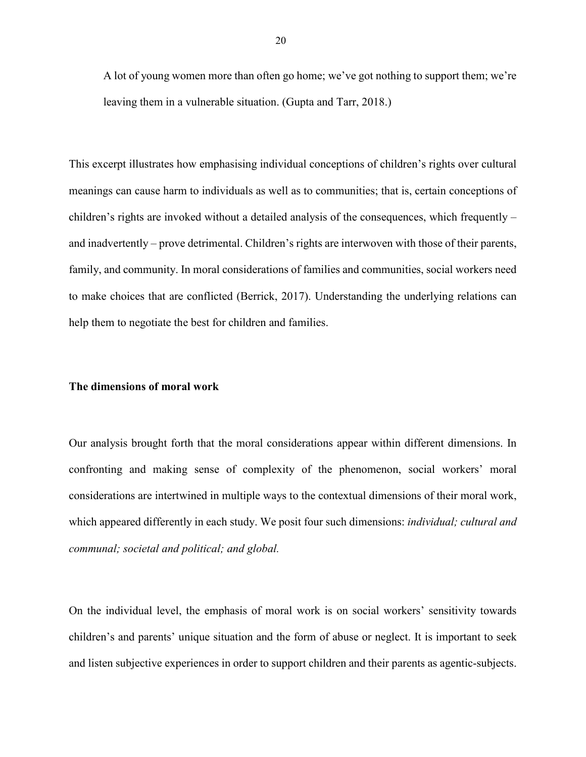> A lot of young women more than often go home; we've got nothing to support them; we're leaving them in a vulnerable situation. (Gupta and Tarr, 2018.)

This excerpt illustrates how emphasising individual conceptions of children's rights over cultural meanings can cause harm to individuals as well as to communities; that is, certain conceptions of children's rights are invoked without a detailed analysis of the consequences, which frequently – and inadvertently – prove detrimental. Children's rights are interwoven with those of their parents, family, and community. In moral considerations of families and communities, social workers need to make choices that are conflicted (Berrick, 2017). Understanding the underlying relations can help them to negotiate the best for children and families.

**The dimensions of moral work**

Our analysis brought forth that the moral considerations appear within different dimensions. In confronting and making sense of complexity of the phenomenon, social workers' moral considerations are intertwined in multiple ways to the contextual dimensions of their moral work, which appeared differently in each study. We posit four such dimensions: *individual; cultural and communal; societal and political; and global.*

On the individual level, the emphasis of moral work is on social workers' sensitivity towards children's and parents' unique situation and the form of abuse or neglect. It is important to seek and listen subjective experiences in order to support children and their parents as agentic-subjects.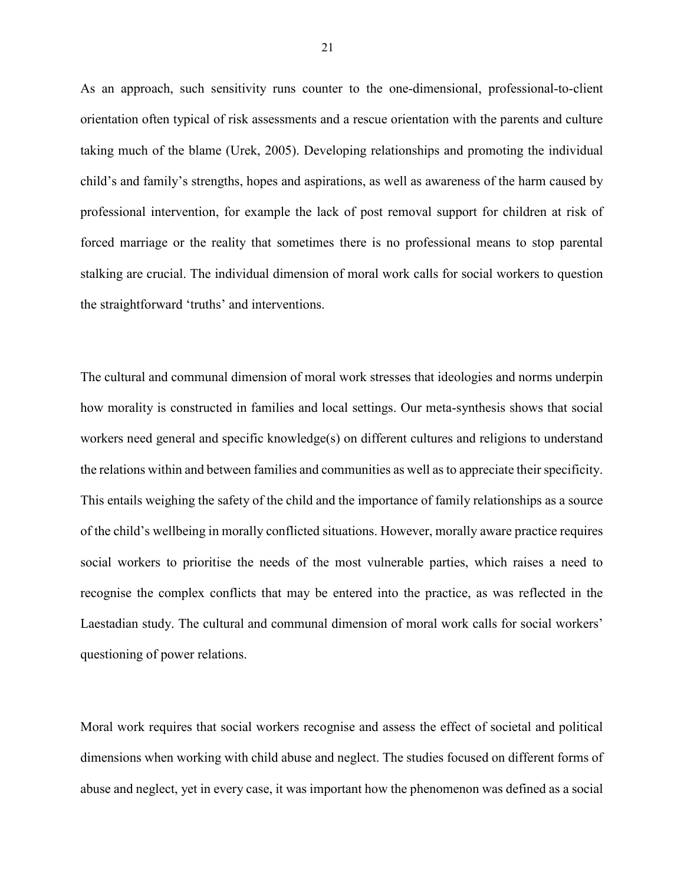As an approach, such sensitivity runs counter to the one-dimensional, professional-to-client orientation often typical of risk assessments and a rescue orientation with the parents and culture taking much of the blame (Urek, 2005). Developing relationships and promoting the individual child's and family's strengths, hopes and aspirations, as well as awareness of the harm caused by professional intervention, for example the lack of post removal support for children at risk of forced marriage or the reality that sometimes there is no professional means to stop parental stalking are crucial. The individual dimension of moral work calls for social workers to question the straightforward 'truths' and interventions.

The cultural and communal dimension of moral work stresses that ideologies and norms underpin how morality is constructed in families and local settings. Our meta-synthesis shows that social workers need general and specific knowledge(s) on different cultures and religions to understand the relations within and between families and communities as well as to appreciate their specificity. This entails weighing the safety of the child and the importance of family relationships as a source of the child's wellbeing in morally conflicted situations. However, morally aware practice requires social workers to prioritise the needs of the most vulnerable parties, which raises a need to recognise the complex conflicts that may be entered into the practice, as was reflected in the Laestadian study. The cultural and communal dimension of moral work calls for social workers' questioning of power relations.

Moral work requires that social workers recognise and assess the effect of societal and political dimensions when working with child abuse and neglect. The studies focused on different forms of abuse and neglect, yet in every case, it was important how the phenomenon was defined as a social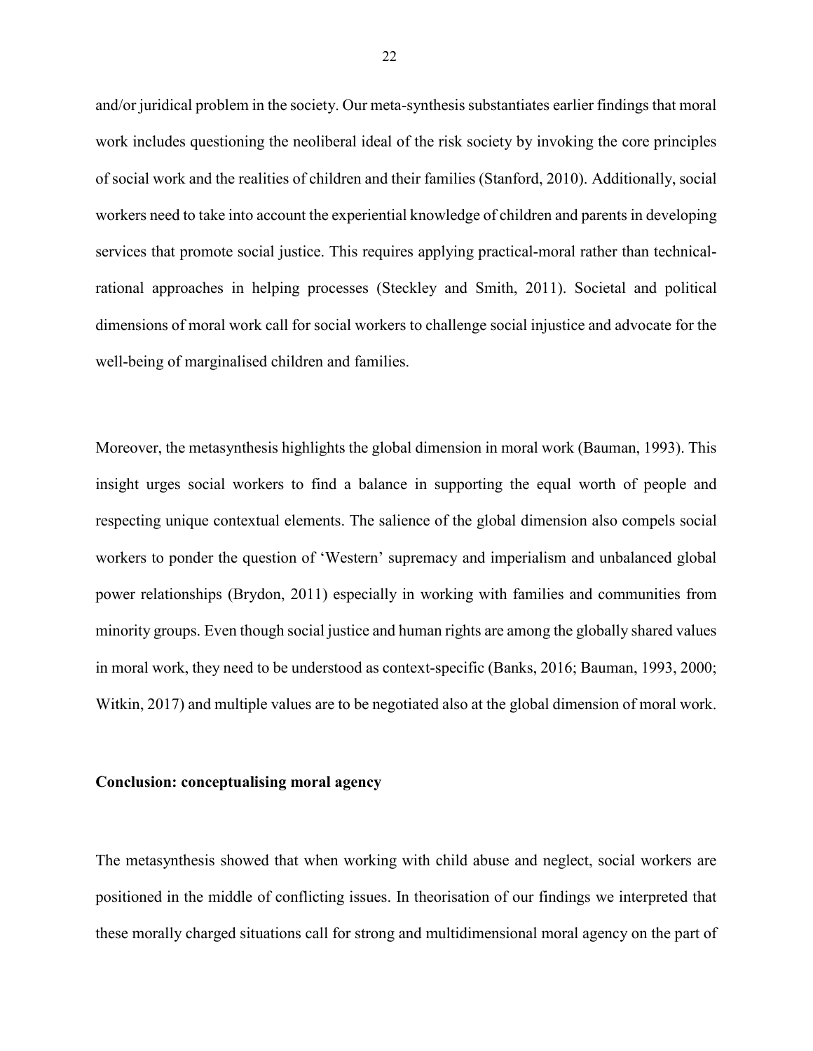and/or juridical problem in the society. Our meta-synthesis substantiates earlier findings that moral work includes questioning the neoliberal ideal of the risk society by invoking the core principles of social work and the realities of children and their families (Stanford, 2010). Additionally, social workers need to take into account the experiential knowledge of children and parents in developing services that promote social justice. This requires applying practical-moral rather than technical-rational approaches in helping processes (Steckley and Smith, 2011). Societal and political dimensions of moral work call for social workers to challenge social injustice and advocate for the well-being of marginalised children and families.

Moreover, the metasynthesis highlights the global dimension in moral work (Bauman, 1993). This insight urges social workers to find a balance in supporting the equal worth of people and respecting unique contextual elements. The salience of the global dimension also compels social workers to ponder the question of 'Western' supremacy and imperialism and unbalanced global power relationships (Brydon, 2011) especially in working with families and communities from minority groups. Even though social justice and human rights are among the globally shared values in moral work, they need to be understood as context-specific (Banks, 2016; Bauman, 1993, 2000; Witkin, 2017) and multiple values are to be negotiated also at the global dimension of moral work.

## Conclusion: conceptualising moral agency

The metasynthesis showed that when working with child abuse and neglect, social workers are positioned in the middle of conflicting issues. In theorisation of our findings we interpreted that these morally charged situations call for strong and multidimensional moral agency on the part of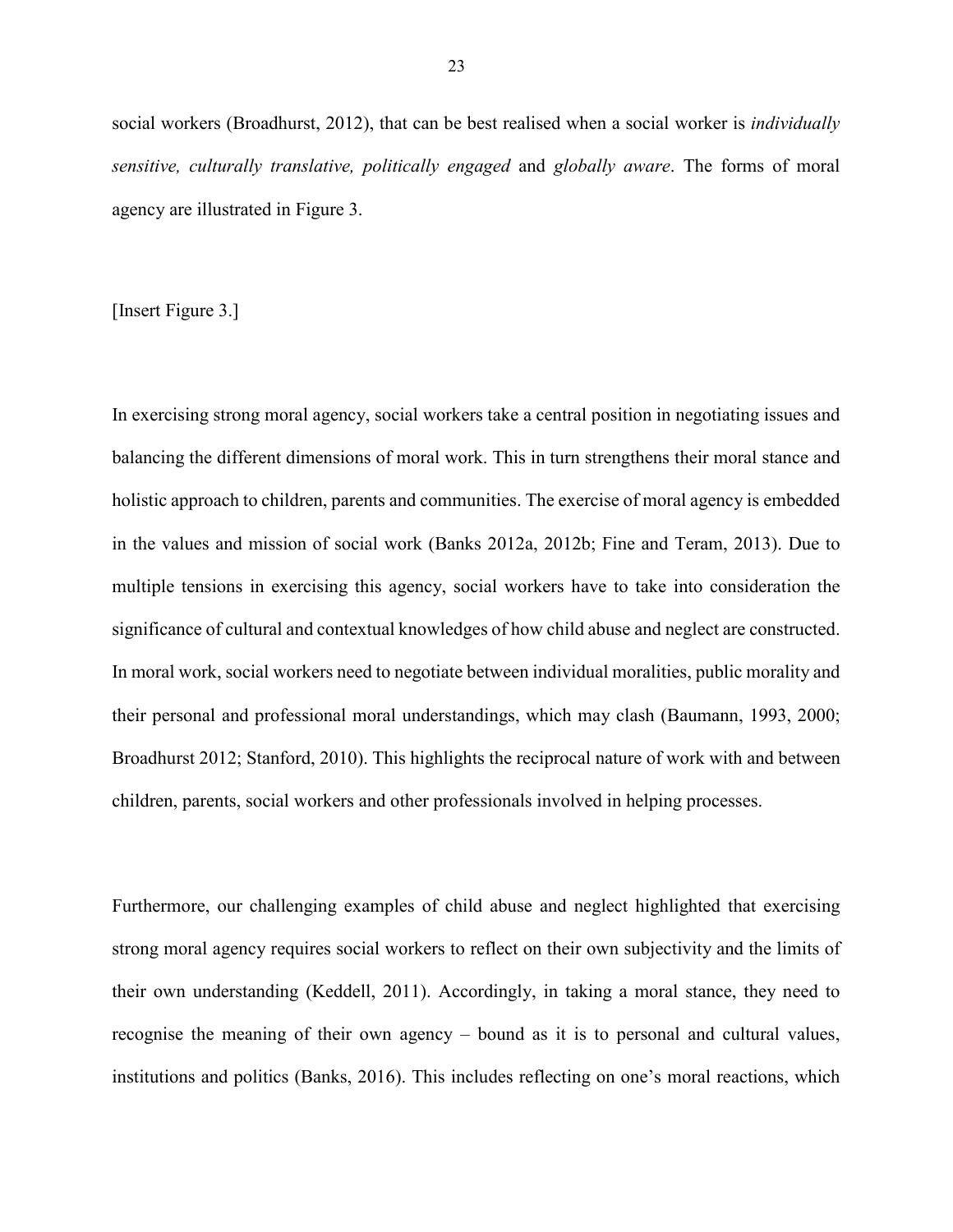social workers (Broadhurst, 2012), that can be best realised when a social worker is *individually sensitive, culturally translative, politically engaged* and *globally aware*. The forms of moral agency are illustrated in Figure 3.

[Insert Figure 3.]

In exercising strong moral agency, social workers take a central position in negotiating issues and balancing the different dimensions of moral work. This in turn strengthens their moral stance and holistic approach to children, parents and communities. The exercise of moral agency is embedded in the values and mission of social work (Banks 2012a, 2012b; Fine and Teram, 2013). Due to multiple tensions in exercising this agency, social workers have to take into consideration the significance of cultural and contextual knowledges of how child abuse and neglect are constructed. In moral work, social workers need to negotiate between individual moralities, public morality and their personal and professional moral understandings, which may clash (Baumann, 1993, 2000; Broadhurst 2012; Stanford, 2010). This highlights the reciprocal nature of work with and between children, parents, social workers and other professionals involved in helping processes.

Furthermore, our challenging examples of child abuse and neglect highlighted that exercising strong moral agency requires social workers to reflect on their own subjectivity and the limits of their own understanding (Keddell, 2011). Accordingly, in taking a moral stance, they need to recognise the meaning of their own agency – bound as it is to personal and cultural values, institutions and politics (Banks, 2016). This includes reflecting on one's moral reactions, which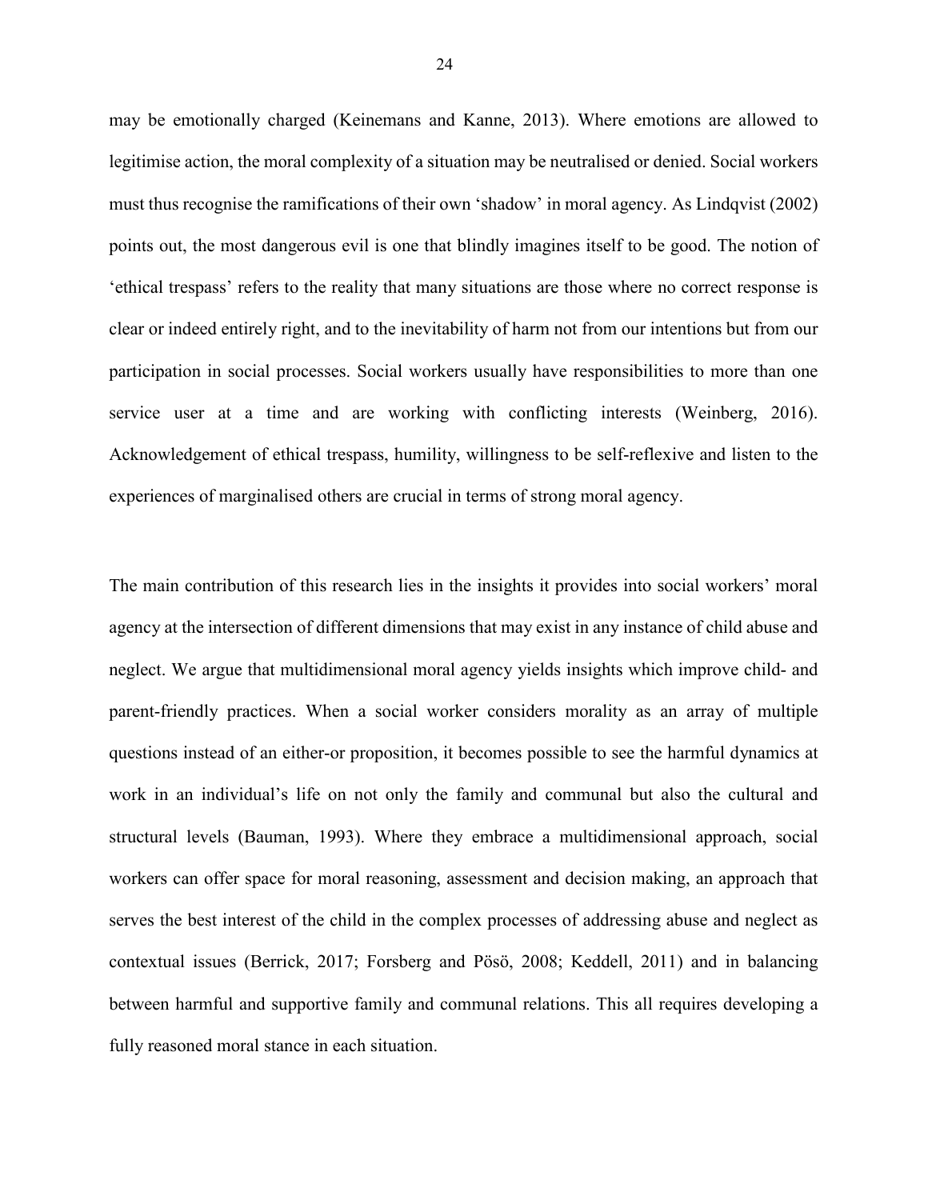may be emotionally charged (Keinemans and Kanne, 2013). Where emotions are allowed to legitimise action, the moral complexity of a situation may be neutralised or denied. Social workers must thus recognise the ramifications of their own 'shadow' in moral agency. As Lindqvist (2002) points out, the most dangerous evil is one that blindly imagines itself to be good. The notion of 'ethical trespass' refers to the reality that many situations are those where no correct response is clear or indeed entirely right, and to the inevitability of harm not from our intentions but from our participation in social processes. Social workers usually have responsibilities to more than one service user at a time and are working with conflicting interests (Weinberg, 2016). Acknowledgement of ethical trespass, humility, willingness to be self-reflexive and listen to the experiences of marginalised others are crucial in terms of strong moral agency.

The main contribution of this research lies in the insights it provides into social workers' moral agency at the intersection of different dimensions that may exist in any instance of child abuse and neglect. We argue that multidimensional moral agency yields insights which improve child- and parent-friendly practices. When a social worker considers morality as an array of multiple questions instead of an either-or proposition, it becomes possible to see the harmful dynamics at work in an individual's life on not only the family and communal but also the cultural and structural levels (Bauman, 1993). Where they embrace a multidimensional approach, social workers can offer space for moral reasoning, assessment and decision making, an approach that serves the best interest of the child in the complex processes of addressing abuse and neglect as contextual issues (Berrick, 2017; Forsberg and Pösö, 2008; Keddell, 2011) and in balancing between harmful and supportive family and communal relations. This all requires developing a fully reasoned moral stance in each situation.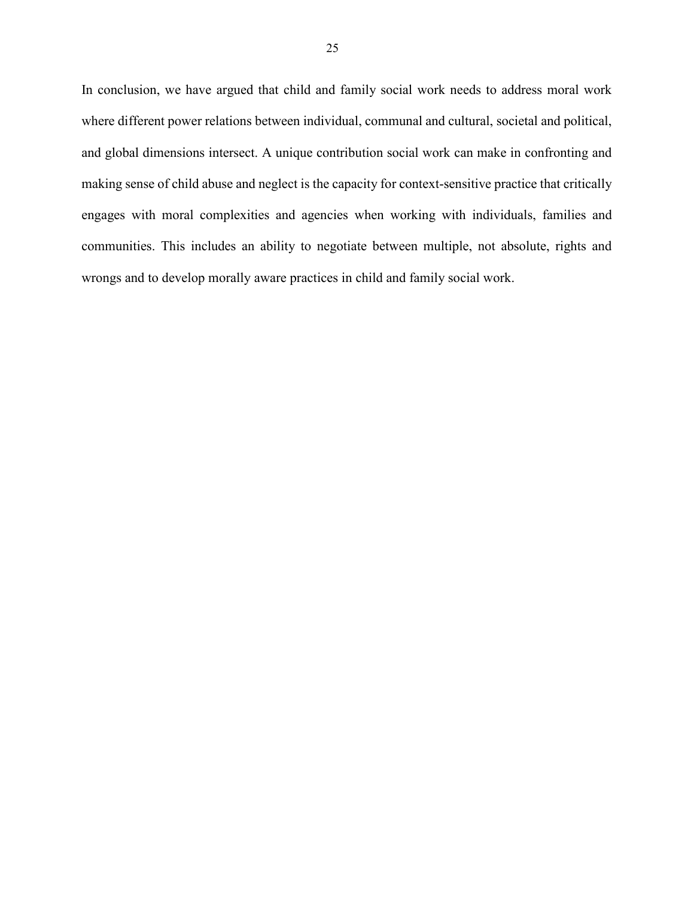In conclusion, we have argued that child and family social work needs to address moral work where different power relations between individual, communal and cultural, societal and political, and global dimensions intersect. A unique contribution social work can make in confronting and making sense of child abuse and neglect is the capacity for context-sensitive practice that critically engages with moral complexities and agencies when working with individuals, families and communities. This includes an ability to negotiate between multiple, not absolute, rights and wrongs and to develop morally aware practices in child and family social work.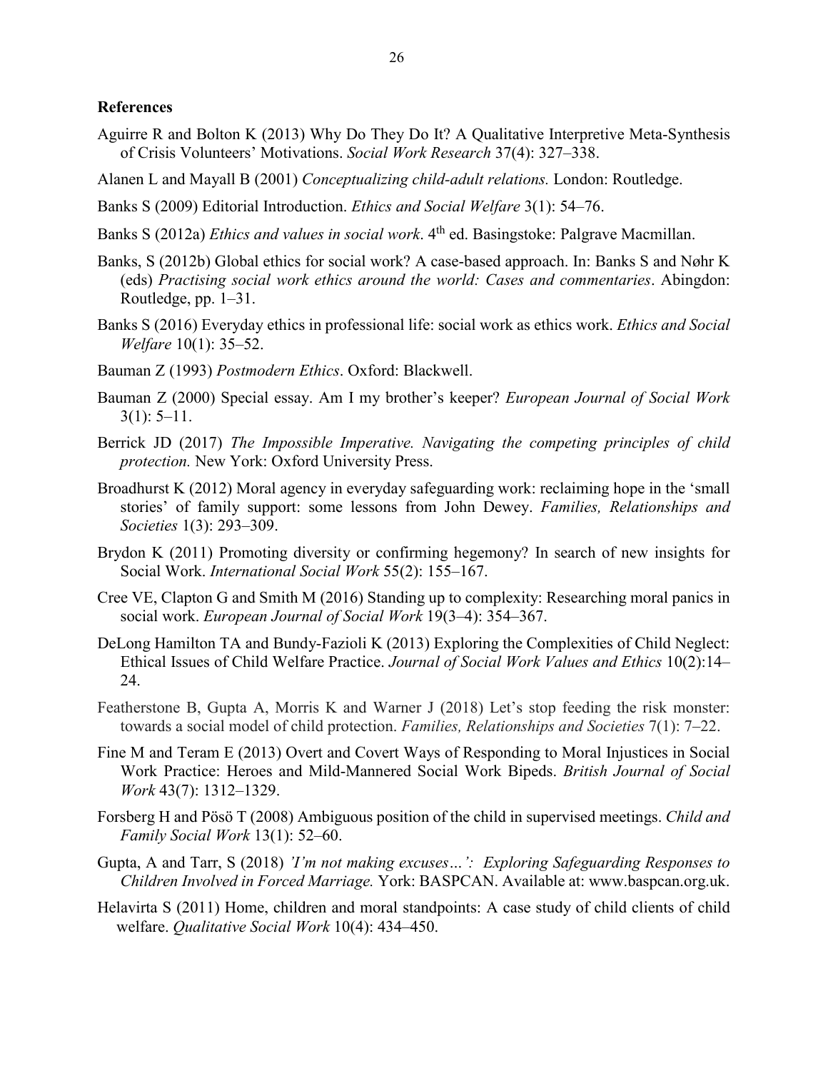**References**

Aguirre R and Bolton K (2013) Why Do They Do It? A Qualitative Interpretive Meta-Synthesis of Crisis Volunteers' Motivations. *Social Work Research* 37(4): 327–338.

Alanen L and Mayall B (2001) *Conceptualizing child-adult relations.* London: Routledge.

Banks S (2009) Editorial Introduction. *Ethics and Social Welfare* 3(1): 54–76.

Banks S (2012a) *Ethics and values in social work*. 4th ed. Basingstoke: Palgrave Macmillan.

Banks, S (2012b) Global ethics for social work? A case-based approach. In: Banks S and Nøhr K (eds) *Practising social work ethics around the world: Cases and commentaries*. Abingdon: Routledge, pp. 1–31.

Banks S (2016) Everyday ethics in professional life: social work as ethics work. *Ethics and Social Welfare* 10(1): 35–52.

Bauman Z (1993) *Postmodern Ethics*. Oxford: Blackwell.

Bauman Z (2000) Special essay. Am I my brother's keeper? *European Journal of Social Work* 3(1): 5–11.

Berrick JD (2017) *The Impossible Imperative. Navigating the competing principles of child protection.* New York: Oxford University Press.

Broadhurst K (2012) Moral agency in everyday safeguarding work: reclaiming hope in the 'small stories' of family support: some lessons from John Dewey. *Families, Relationships and Societies* 1(3): 293–309.

Brydon K (2011) Promoting diversity or confirming hegemony? In search of new insights for Social Work. *International Social Work* 55(2): 155–167.

Cree VE, Clapton G and Smith M (2016) Standing up to complexity: Researching moral panics in social work. *European Journal of Social Work* 19(3–4): 354–367.

DeLong Hamilton TA and Bundy-Fazioli K (2013) Exploring the Complexities of Child Neglect: Ethical Issues of Child Welfare Practice. *Journal of Social Work Values and Ethics* 10(2):14–24.

Featherstone B, Gupta A, Morris K and Warner J (2018) Let's stop feeding the risk monster: towards a social model of child protection. *Families, Relationships and Societies* 7(1): 7–22.

Fine M and Teram E (2013) Overt and Covert Ways of Responding to Moral Injustices in Social Work Practice: Heroes and Mild-Mannered Social Work Bipeds. *British Journal of Social Work* 43(7): 1312–1329.

Forsberg H and Pösö T (2008) Ambiguous position of the child in supervised meetings. *Child and Family Social Work* 13(1): 52–60.

Gupta, A and Tarr, S (2018) *'I'm not making excuses…': Exploring Safeguarding Responses to Children Involved in Forced Marriage.* York: BASPCAN. Available at: www.baspcan.org.uk.

Helavirta S (2011) Home, children and moral standpoints: A case study of child clients of child welfare. *Qualitative Social Work* 10(4): 434–450.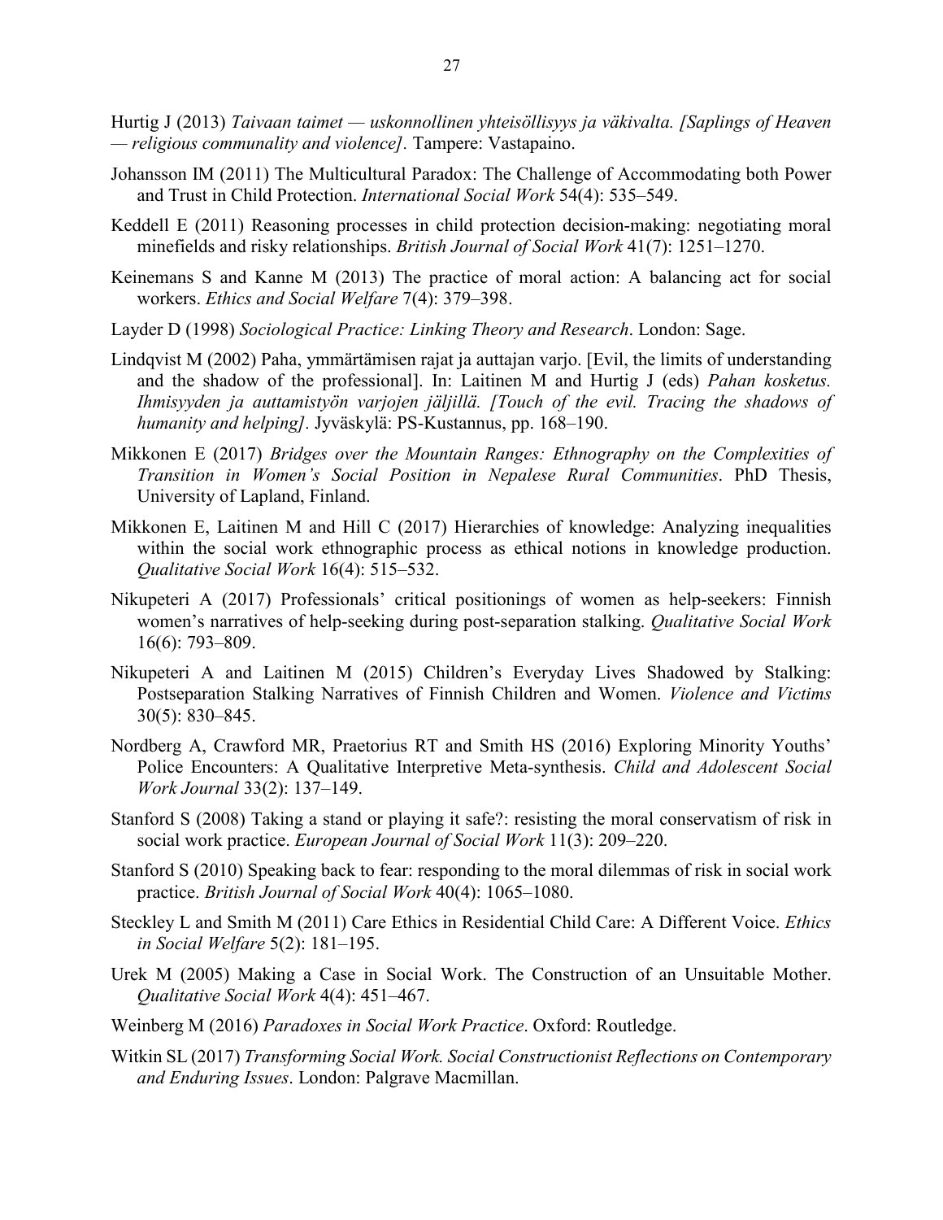Hurtig J (2013) *Taivaan taimet — uskonnollinen yhteisöllisyys ja väkivalta. [Saplings of Heaven — religious communality and violence].* Tampere: Vastapaino.

Johansson IM (2011) The Multicultural Paradox: The Challenge of Accommodating both Power and Trust in Child Protection. *International Social Work* 54(4): 535–549.

Keddell E (2011) Reasoning processes in child protection decision-making: negotiating moral minefields and risky relationships. *British Journal of Social Work* 41(7): 1251–1270.

Keinemans S and Kanne M (2013) The practice of moral action: A balancing act for social workers. *Ethics and Social Welfare* 7(4): 379–398.

Layder D (1998) *Sociological Practice: Linking Theory and Research*. London: Sage.

Lindqvist M (2002) Paha, ymmärtämisen rajat ja auttajan varjo. [Evil, the limits of understanding and the shadow of the professional]. In: Laitinen M and Hurtig J (eds) *Pahan kosketus. Ihmisyyden ja auttamistyön varjojen jäljillä. [Touch of the evil. Tracing the shadows of humanity and helping]*. Jyväskylä: PS-Kustannus, pp. 168–190.

Mikkonen E (2017) *Bridges over the Mountain Ranges: Ethnography on the Complexities of Transition in Women's Social Position in Nepalese Rural Communities*. PhD Thesis, University of Lapland, Finland.

Mikkonen E, Laitinen M and Hill C (2017) Hierarchies of knowledge: Analyzing inequalities within the social work ethnographic process as ethical notions in knowledge production. *Qualitative Social Work* 16(4): 515–532.

Nikupeteri A (2017) Professionals' critical positionings of women as help-seekers: Finnish women's narratives of help-seeking during post-separation stalking. *Qualitative Social Work* 16(6): 793–809.

Nikupeteri A and Laitinen M (2015) Children's Everyday Lives Shadowed by Stalking: Postseparation Stalking Narratives of Finnish Children and Women. *Violence and Victims* 30(5): 830–845.

Nordberg A, Crawford MR, Praetorius RT and Smith HS (2016) Exploring Minority Youths' Police Encounters: A Qualitative Interpretive Meta-synthesis. *Child and Adolescent Social Work Journal* 33(2): 137–149.

Stanford S (2008) Taking a stand or playing it safe?: resisting the moral conservatism of risk in social work practice. *European Journal of Social Work* 11(3): 209–220.

Stanford S (2010) Speaking back to fear: responding to the moral dilemmas of risk in social work practice. *British Journal of Social Work* 40(4): 1065–1080.

Steckley L and Smith M (2011) Care Ethics in Residential Child Care: A Different Voice. *Ethics in Social Welfare* 5(2): 181–195.

Urek M (2005) Making a Case in Social Work. The Construction of an Unsuitable Mother. *Qualitative Social Work* 4(4): 451–467.

Weinberg M (2016) *Paradoxes in Social Work Practice*. Oxford: Routledge.

Witkin SL (2017) *Transforming Social Work. Social Constructionist Reflections on Contemporary and Enduring Issues*. London: Palgrave Macmillan.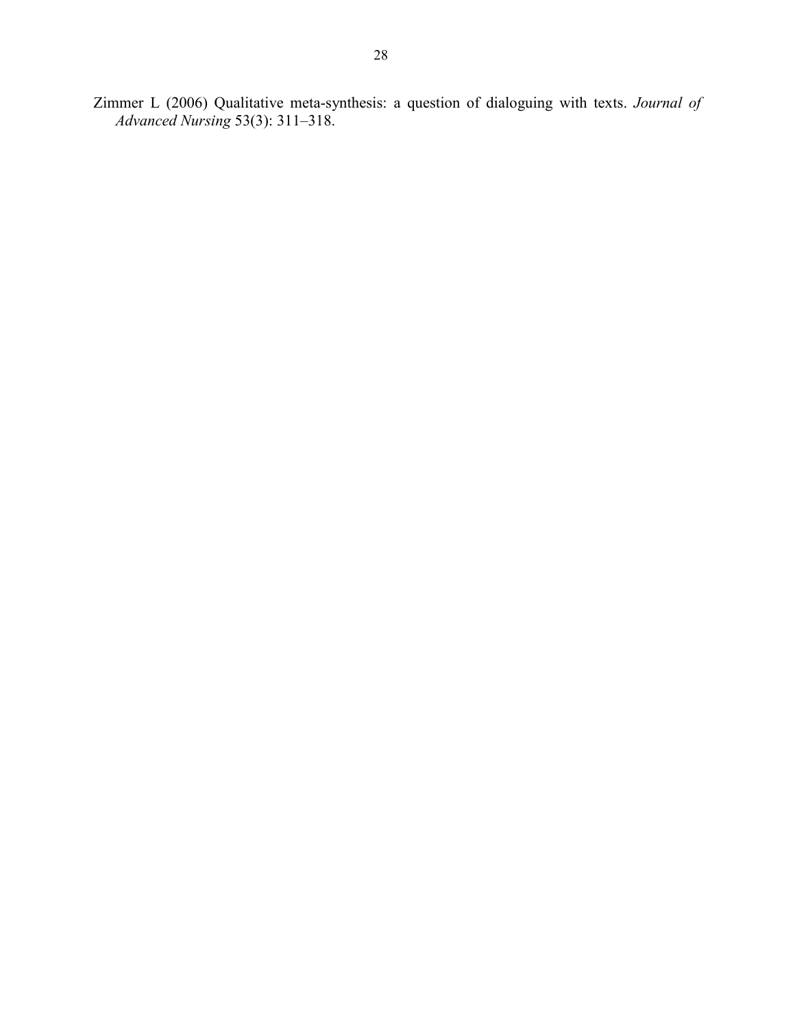Zimmer L (2006) Qualitative meta-synthesis: a question of dialoguing with texts. *Journal of Advanced Nursing* 53(3): 311–318.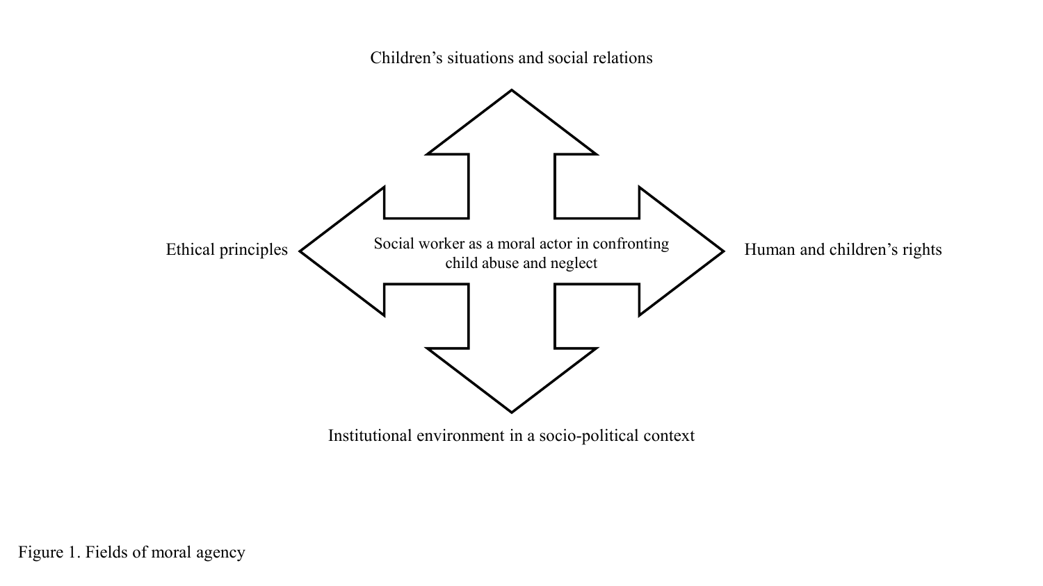Children's situations and social relations

Ethical principles

Social worker as a moral actor in confronting child abuse and neglect

Human and children's rights

Institutional environment in a socio-political context

Figure 1. Fields of moral agency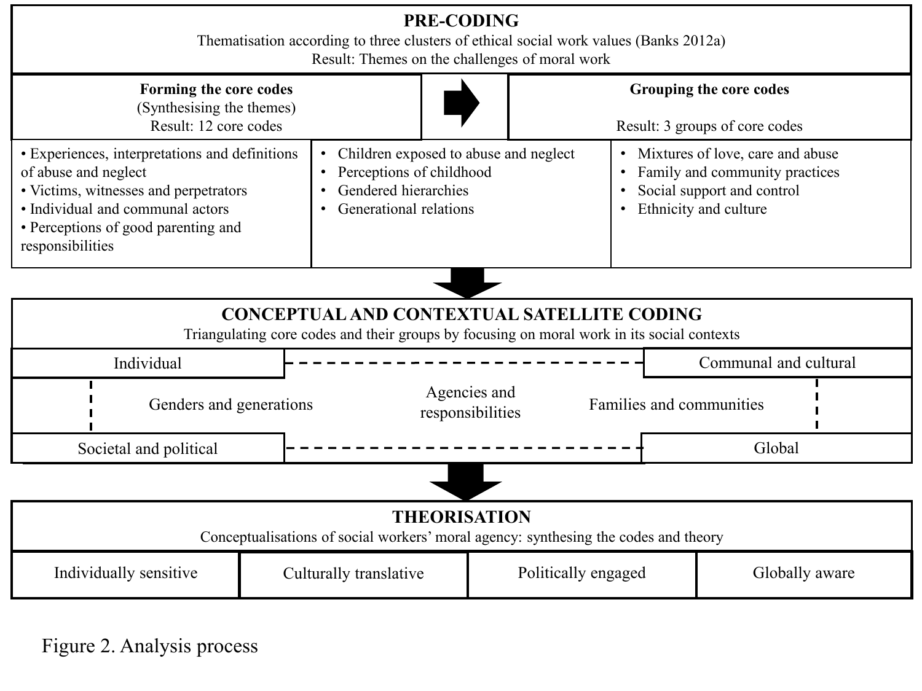**PRE-CODING**

Thematisation according to three clusters of ethical social work values (Banks 2012a)

Result: Themes on the challenges of moral work

| Forming the core codes (Synthesising the themes) Result: 12 core codes | | Grouping the core codes Result: 3 groups of core codes |
|---|---|---|
| • Experiences, interpretations and definitions of abuse and neglect<br>• Victims, witnesses and perpetrators<br>• Individual and communal actors<br>• Perceptions of good parenting and responsibilities | • Children exposed to abuse and neglect<br>• Perceptions of childhood<br>• Gendered hierarchies<br>• Generational relations | • Mixtures of love, care and abuse<br>• Family and community practices<br>• Social support and control<br>• Ethnicity and culture |

**CONCEPTUAL AND CONTEXTUAL SATELLITE CODING**

Triangulating core codes and their groups by focusing on moral work in its social contexts

| Individual | | Communal and cultural |
|---|---|---|
| Genders and generations | Agencies and responsibilities | Families and communities |
| Societal and political | | Global |

**THEORISATION**

Conceptualisations of social workers' moral agency: synthesing the codes and theory

| Individually sensitive | Culturally translative | Politically engaged | Globally aware |
|---|---|---|---|

Figure 2. Analysis process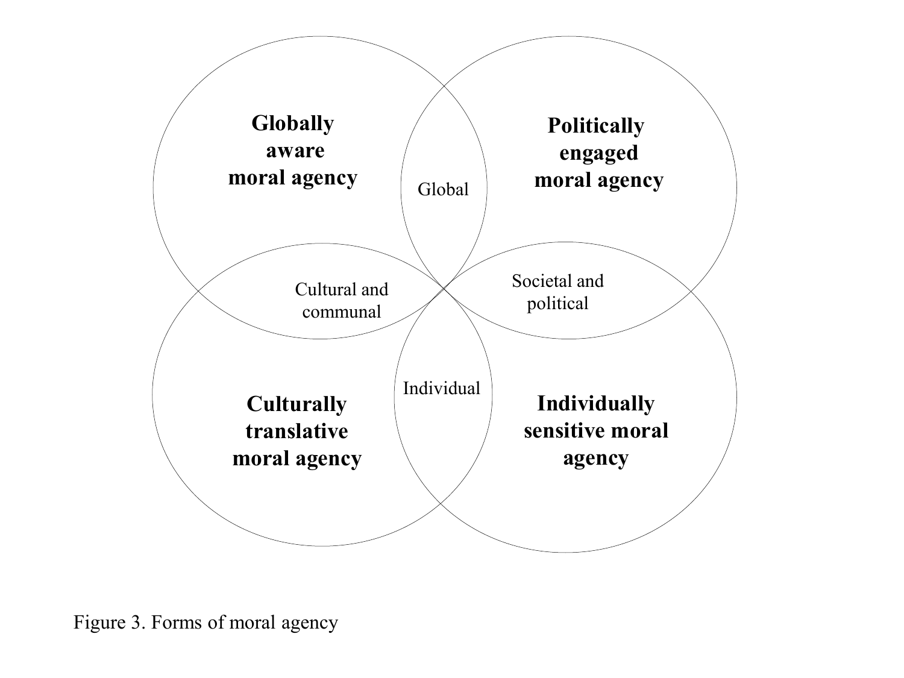Globally aware moral agency

Politically engaged moral agency

Global

Cultural and communal

Societal and political

Individual

Culturally translative moral agency

Individually sensitive moral agency

Figure 3. Forms of moral agency